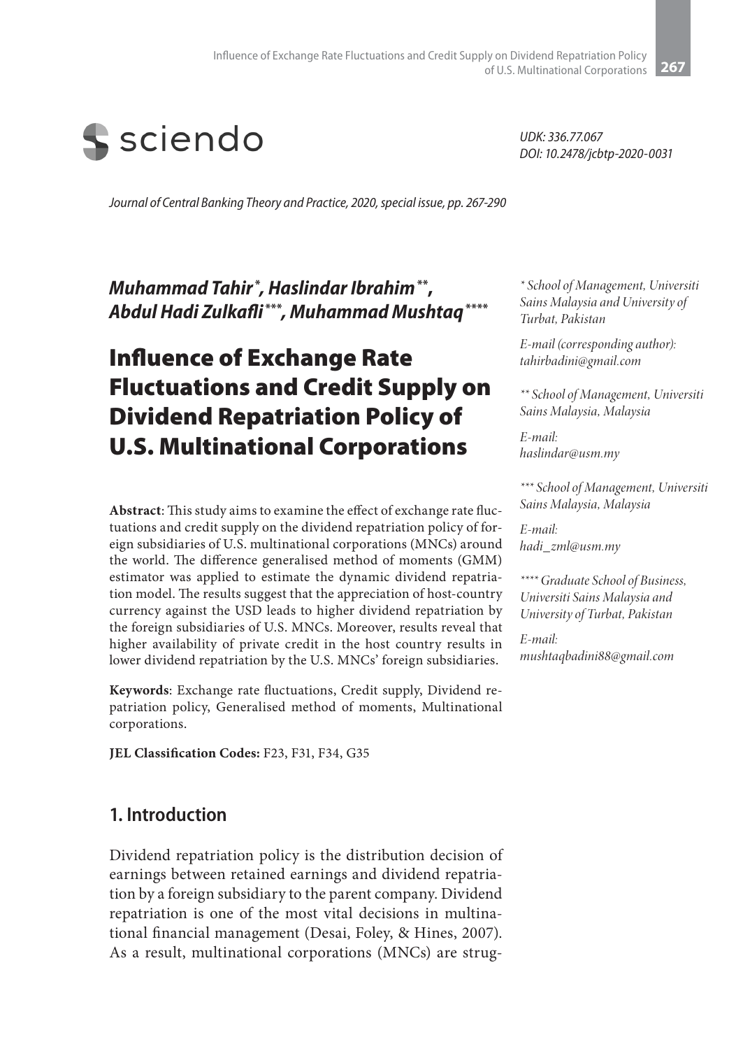UDK: 336.77.067
DOI: 10.2478/jcbtp-2020-0031

*Journal of Central Banking Theory and Practice, 2020, special issue, pp. 267-290*

***Muhammad Tahir** [*], **Haslindar Ibrahim** [**], **Abdul Hadi Zulkafli** [***], **Muhammad Mushtaq** [****]*

# Influence of Exchange Rate Fluctuations and Credit Supply on Dividend Repatriation Policy of U.S. Multinational Corporations

[*] *School of Management, Universiti Sains Malaysia and University of Turbat, Pakistan*

*E-mail (corresponding author): tahirbadini@gmail.com*

[**] *School of Management, Universiti Sains Malaysia, Malaysia*

*E-mail: haslindar@usm.my*

[***] *School of Management, Universiti Sains Malaysia, Malaysia*

*E-mail: hadi_zml@usm.my*

[****] *Graduate School of Business, Universiti Sains Malaysia and University of Turbat, Pakistan*

*E-mail: mushtaqbadini88@gmail.com*

**Abstract**: This study aims to examine the effect of exchange rate fluctuations and credit supply on the dividend repatriation policy of foreign subsidiaries of U.S. multinational corporations (MNCs) around the world. The difference generalised method of moments (GMM) estimator was applied to estimate the dynamic dividend repatriation model. The results suggest that the appreciation of host-country currency against the USD leads to higher dividend repatriation by the foreign subsidiaries of U.S. MNCs. Moreover, results reveal that higher availability of private credit in the host country results in lower dividend repatriation by the U.S. MNCs' foreign subsidiaries.

**Keywords**: Exchange rate fluctuations, Credit supply, Dividend repatriation policy, Generalised method of moments, Multinational corporations.

**JEL Classification Codes:** F23, F31, F34, G35

## 1. Introduction

Dividend repatriation policy is the distribution decision of earnings between retained earnings and dividend repatriation by a foreign subsidiary to the parent company. Dividend repatriation is one of the most vital decisions in multinational financial management (Desai, Foley, & Hines, 2007). As a result, multinational corporations (MNCs) are strug-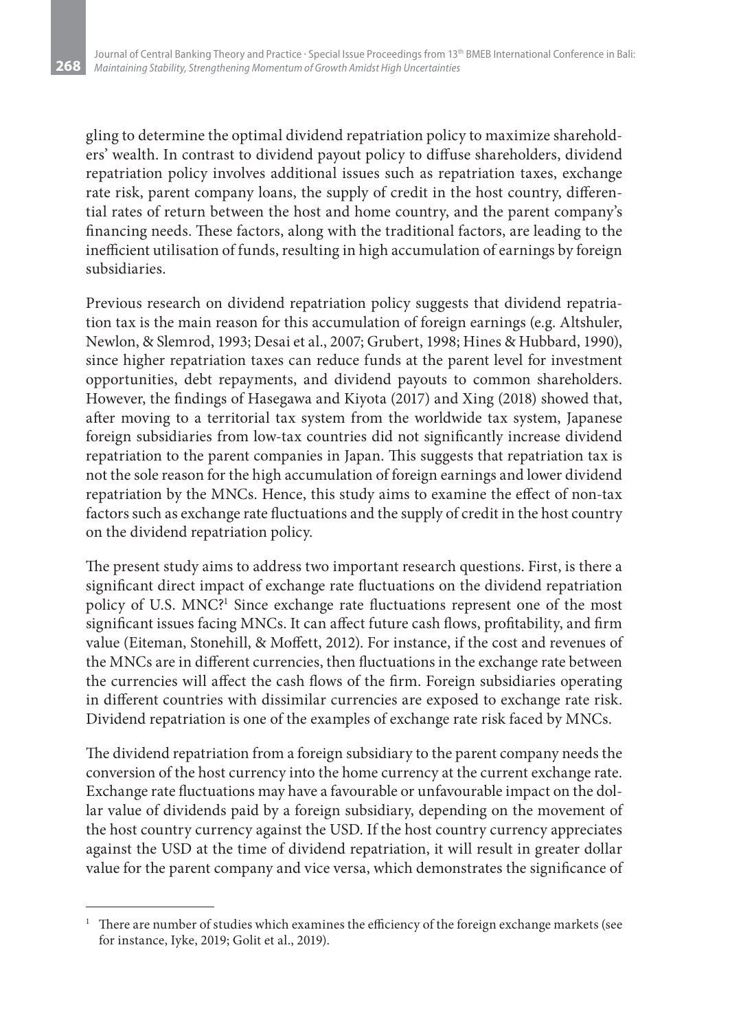gling to determine the optimal dividend repatriation policy to maximize shareholders' wealth. In contrast to dividend payout policy to diffuse shareholders, dividend repatriation policy involves additional issues such as repatriation taxes, exchange rate risk, parent company loans, the supply of credit in the host country, differential rates of return between the host and home country, and the parent company's financing needs. These factors, along with the traditional factors, are leading to the inefficient utilisation of funds, resulting in high accumulation of earnings by foreign subsidiaries.

Previous research on dividend repatriation policy suggests that dividend repatriation tax is the main reason for this accumulation of foreign earnings (e.g. Altshuler, Newlon, & Slemrod, 1993; Desai et al., 2007; Grubert, 1998; Hines & Hubbard, 1990), since higher repatriation taxes can reduce funds at the parent level for investment opportunities, debt repayments, and dividend payouts to common shareholders. However, the findings of Hasegawa and Kiyota (2017) and Xing (2018) showed that, after moving to a territorial tax system from the worldwide tax system, Japanese foreign subsidiaries from low-tax countries did not significantly increase dividend repatriation to the parent companies in Japan. This suggests that repatriation tax is not the sole reason for the high accumulation of foreign earnings and lower dividend repatriation by the MNCs. Hence, this study aims to examine the effect of non-tax factors such as exchange rate fluctuations and the supply of credit in the host country on the dividend repatriation policy.

The present study aims to address two important research questions. First, is there a significant direct impact of exchange rate fluctuations on the dividend repatriation policy of U.S. MNC?[1] Since exchange rate fluctuations represent one of the most significant issues facing MNCs. It can affect future cash flows, profitability, and firm value (Eiteman, Stonehill, & Moffett, 2012). For instance, if the cost and revenues of the MNCs are in different currencies, then fluctuations in the exchange rate between the currencies will affect the cash flows of the firm. Foreign subsidiaries operating in different countries with dissimilar currencies are exposed to exchange rate risk. Dividend repatriation is one of the examples of exchange rate risk faced by MNCs.

The dividend repatriation from a foreign subsidiary to the parent company needs the conversion of the host currency into the home currency at the current exchange rate. Exchange rate fluctuations may have a favourable or unfavourable impact on the dollar value of dividends paid by a foreign subsidiary, depending on the movement of the host country currency against the USD. If the host country currency appreciates against the USD at the time of dividend repatriation, it will result in greater dollar value for the parent company and vice versa, which demonstrates the significance of

[1] There are number of studies which examines the efficiency of the foreign exchange markets (see for instance, Iyke, 2019; Golit et al., 2019).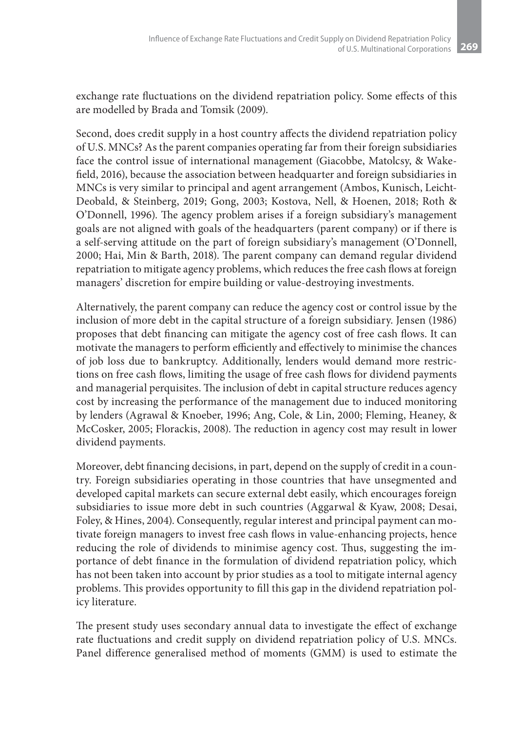exchange rate fluctuations on the dividend repatriation policy. Some effects of this are modelled by Brada and Tomsik (2009).

Second, does credit supply in a host country affects the dividend repatriation policy of U.S. MNCs? As the parent companies operating far from their foreign subsidiaries face the control issue of international management (Giacobbe, Matolcsy, & Wakefield, 2016), because the association between headquarter and foreign subsidiaries in MNCs is very similar to principal and agent arrangement (Ambos, Kunisch, Leicht-Deobald, & Steinberg, 2019; Gong, 2003; Kostova, Nell, & Hoenen, 2018; Roth & O'Donnell, 1996). The agency problem arises if a foreign subsidiary's management goals are not aligned with goals of the headquarters (parent company) or if there is a self-serving attitude on the part of foreign subsidiary's management (O'Donnell, 2000; Hai, Min & Barth, 2018). The parent company can demand regular dividend repatriation to mitigate agency problems, which reduces the free cash flows at foreign managers' discretion for empire building or value-destroying investments.

Alternatively, the parent company can reduce the agency cost or control issue by the inclusion of more debt in the capital structure of a foreign subsidiary. Jensen (1986) proposes that debt financing can mitigate the agency cost of free cash flows. It can motivate the managers to perform efficiently and effectively to minimise the chances of job loss due to bankruptcy. Additionally, lenders would demand more restrictions on free cash flows, limiting the usage of free cash flows for dividend payments and managerial perquisites. The inclusion of debt in capital structure reduces agency cost by increasing the performance of the management due to induced monitoring by lenders (Agrawal & Knoeber, 1996; Ang, Cole, & Lin, 2000; Fleming, Heaney, & McCosker, 2005; Florackis, 2008). The reduction in agency cost may result in lower dividend payments.

Moreover, debt financing decisions, in part, depend on the supply of credit in a country. Foreign subsidiaries operating in those countries that have unsegmented and developed capital markets can secure external debt easily, which encourages foreign subsidiaries to issue more debt in such countries (Aggarwal & Kyaw, 2008; Desai, Foley, & Hines, 2004). Consequently, regular interest and principal payment can motivate foreign managers to invest free cash flows in value-enhancing projects, hence reducing the role of dividends to minimise agency cost. Thus, suggesting the importance of debt finance in the formulation of dividend repatriation policy, which has not been taken into account by prior studies as a tool to mitigate internal agency problems. This provides opportunity to fill this gap in the dividend repatriation policy literature.

The present study uses secondary annual data to investigate the effect of exchange rate fluctuations and credit supply on dividend repatriation policy of U.S. MNCs. Panel difference generalised method of moments (GMM) is used to estimate the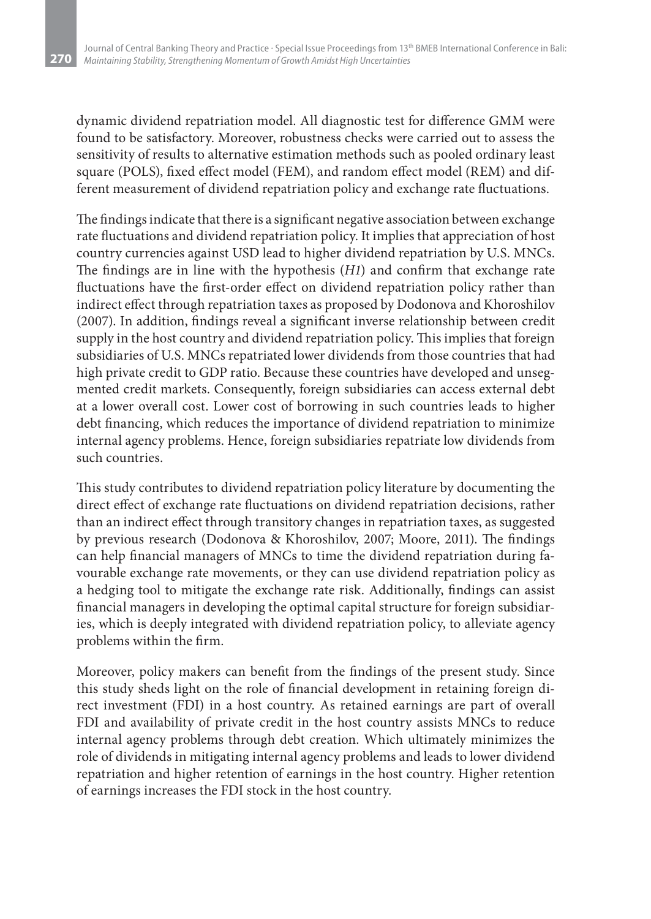dynamic dividend repatriation model. All diagnostic test for difference GMM were found to be satisfactory. Moreover, robustness checks were carried out to assess the sensitivity of results to alternative estimation methods such as pooled ordinary least square (POLS), fixed effect model (FEM), and random effect model (REM) and different measurement of dividend repatriation policy and exchange rate fluctuations.

The findings indicate that there is a significant negative association between exchange rate fluctuations and dividend repatriation policy. It implies that appreciation of host country currencies against USD lead to higher dividend repatriation by U.S. MNCs. The findings are in line with the hypothesis (*H1*) and confirm that exchange rate fluctuations have the first-order effect on dividend repatriation policy rather than indirect effect through repatriation taxes as proposed by Dodonova and Khoroshilov (2007). In addition, findings reveal a significant inverse relationship between credit supply in the host country and dividend repatriation policy. This implies that foreign subsidiaries of U.S. MNCs repatriated lower dividends from those countries that had high private credit to GDP ratio. Because these countries have developed and unsegmented credit markets. Consequently, foreign subsidiaries can access external debt at a lower overall cost. Lower cost of borrowing in such countries leads to higher debt financing, which reduces the importance of dividend repatriation to minimize internal agency problems. Hence, foreign subsidiaries repatriate low dividends from such countries.

This study contributes to dividend repatriation policy literature by documenting the direct effect of exchange rate fluctuations on dividend repatriation decisions, rather than an indirect effect through transitory changes in repatriation taxes, as suggested by previous research (Dodonova & Khoroshilov, 2007; Moore, 2011). The findings can help financial managers of MNCs to time the dividend repatriation during favourable exchange rate movements, or they can use dividend repatriation policy as a hedging tool to mitigate the exchange rate risk. Additionally, findings can assist financial managers in developing the optimal capital structure for foreign subsidiaries, which is deeply integrated with dividend repatriation policy, to alleviate agency problems within the firm.

Moreover, policy makers can benefit from the findings of the present study. Since this study sheds light on the role of financial development in retaining foreign direct investment (FDI) in a host country. As retained earnings are part of overall FDI and availability of private credit in the host country assists MNCs to reduce internal agency problems through debt creation. Which ultimately minimizes the role of dividends in mitigating internal agency problems and leads to lower dividend repatriation and higher retention of earnings in the host country. Higher retention of earnings increases the FDI stock in the host country.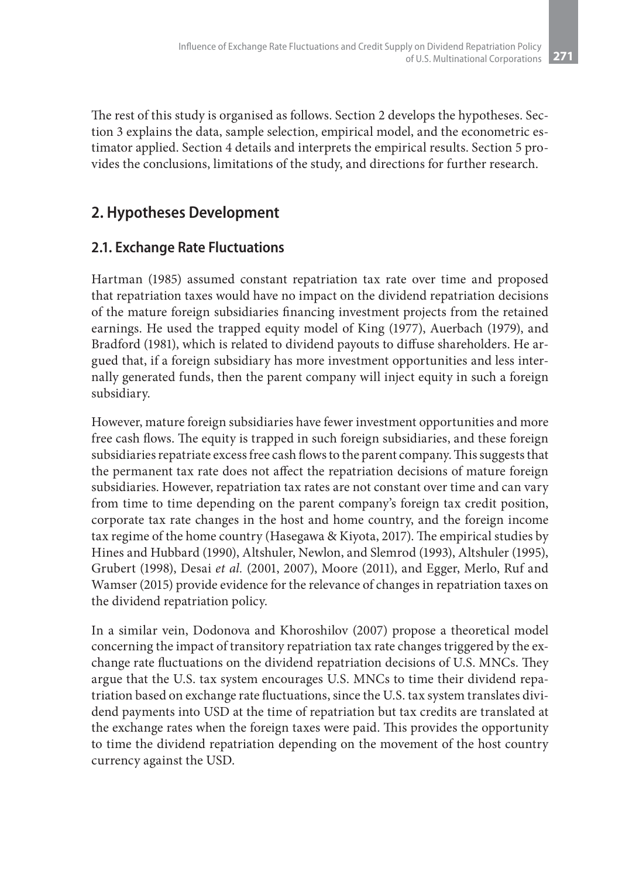The rest of this study is organised as follows. Section 2 develops the hypotheses. Section 3 explains the data, sample selection, empirical model, and the econometric estimator applied. Section 4 details and interprets the empirical results. Section 5 provides the conclusions, limitations of the study, and directions for further research.

## 2. Hypotheses Development

### 2.1. Exchange Rate Fluctuations

Hartman (1985) assumed constant repatriation tax rate over time and proposed that repatriation taxes would have no impact on the dividend repatriation decisions of the mature foreign subsidiaries financing investment projects from the retained earnings. He used the trapped equity model of King (1977), Auerbach (1979), and Bradford (1981), which is related to dividend payouts to diffuse shareholders. He argued that, if a foreign subsidiary has more investment opportunities and less internally generated funds, then the parent company will inject equity in such a foreign subsidiary.

However, mature foreign subsidiaries have fewer investment opportunities and more free cash flows. The equity is trapped in such foreign subsidiaries, and these foreign subsidiaries repatriate excess free cash flows to the parent company. This suggests that the permanent tax rate does not affect the repatriation decisions of mature foreign subsidiaries. However, repatriation tax rates are not constant over time and can vary from time to time depending on the parent company's foreign tax credit position, corporate tax rate changes in the host and home country, and the foreign income tax regime of the home country (Hasegawa & Kiyota, 2017). The empirical studies by Hines and Hubbard (1990), Altshuler, Newlon, and Slemrod (1993), Altshuler (1995), Grubert (1998), Desai *et al.* (2001, 2007), Moore (2011), and Egger, Merlo, Ruf and Wamser (2015) provide evidence for the relevance of changes in repatriation taxes on the dividend repatriation policy.

In a similar vein, Dodonova and Khoroshilov (2007) propose a theoretical model concerning the impact of transitory repatriation tax rate changes triggered by the exchange rate fluctuations on the dividend repatriation decisions of U.S. MNCs. They argue that the U.S. tax system encourages U.S. MNCs to time their dividend repatriation based on exchange rate fluctuations, since the U.S. tax system translates dividend payments into USD at the time of repatriation but tax credits are translated at the exchange rates when the foreign taxes were paid. This provides the opportunity to time the dividend repatriation depending on the movement of the host country currency against the USD.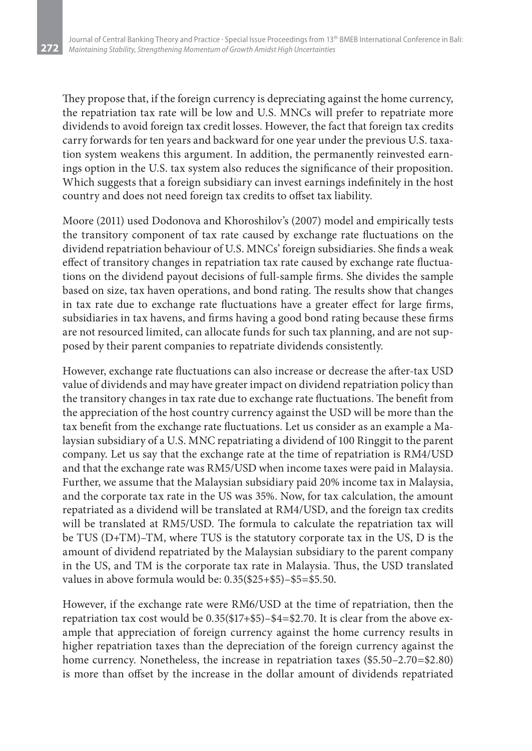They propose that, if the foreign currency is depreciating against the home currency, the repatriation tax rate will be low and U.S. MNCs will prefer to repatriate more dividends to avoid foreign tax credit losses. However, the fact that foreign tax credits carry forwards for ten years and backward for one year under the previous U.S. taxation system weakens this argument. In addition, the permanently reinvested earnings option in the U.S. tax system also reduces the significance of their proposition. Which suggests that a foreign subsidiary can invest earnings indefinitely in the host country and does not need foreign tax credits to offset tax liability.

Moore (2011) used Dodonova and Khoroshilov's (2007) model and empirically tests the transitory component of tax rate caused by exchange rate fluctuations on the dividend repatriation behaviour of U.S. MNCs' foreign subsidiaries. She finds a weak effect of transitory changes in repatriation tax rate caused by exchange rate fluctuations on the dividend payout decisions of full-sample firms. She divides the sample based on size, tax haven operations, and bond rating. The results show that changes in tax rate due to exchange rate fluctuations have a greater effect for large firms, subsidiaries in tax havens, and firms having a good bond rating because these firms are not resourced limited, can allocate funds for such tax planning, and are not supposed by their parent companies to repatriate dividends consistently.

However, exchange rate fluctuations can also increase or decrease the after-tax USD value of dividends and may have greater impact on dividend repatriation policy than the transitory changes in tax rate due to exchange rate fluctuations. The benefit from the appreciation of the host country currency against the USD will be more than the tax benefit from the exchange rate fluctuations. Let us consider as an example a Malaysian subsidiary of a U.S. MNC repatriating a dividend of 100 Ringgit to the parent company. Let us say that the exchange rate at the time of repatriation is RM4/USD and that the exchange rate was RM5/USD when income taxes were paid in Malaysia. Further, we assume that the Malaysian subsidiary paid 20% income tax in Malaysia, and the corporate tax rate in the US was 35%. Now, for tax calculation, the amount repatriated as a dividend will be translated at RM4/USD, and the foreign tax credits will be translated at RM5/USD. The formula to calculate the repatriation tax will be $TUS(D+TM)–TM$, where TUS is the statutory corporate tax in the US, D is the amount of dividend repatriated by the Malaysian subsidiary to the parent company in the US, and TM is the corporate tax rate in Malaysia. Thus, the USD translated values in above formula would be: 0.35($25+$5)–$5=$5.50.

However, if the exchange rate were RM6/USD at the time of repatriation, then the repatriation tax cost would be 0.35($17+$5)–$4=$2.70. It is clear from the above example that appreciation of foreign currency against the home currency results in higher repatriation taxes than the depreciation of the foreign currency against the home currency. Nonetheless, the increase in repatriation taxes ($5.50–2.70=$2.80) is more than offset by the increase in the dollar amount of dividends repatriated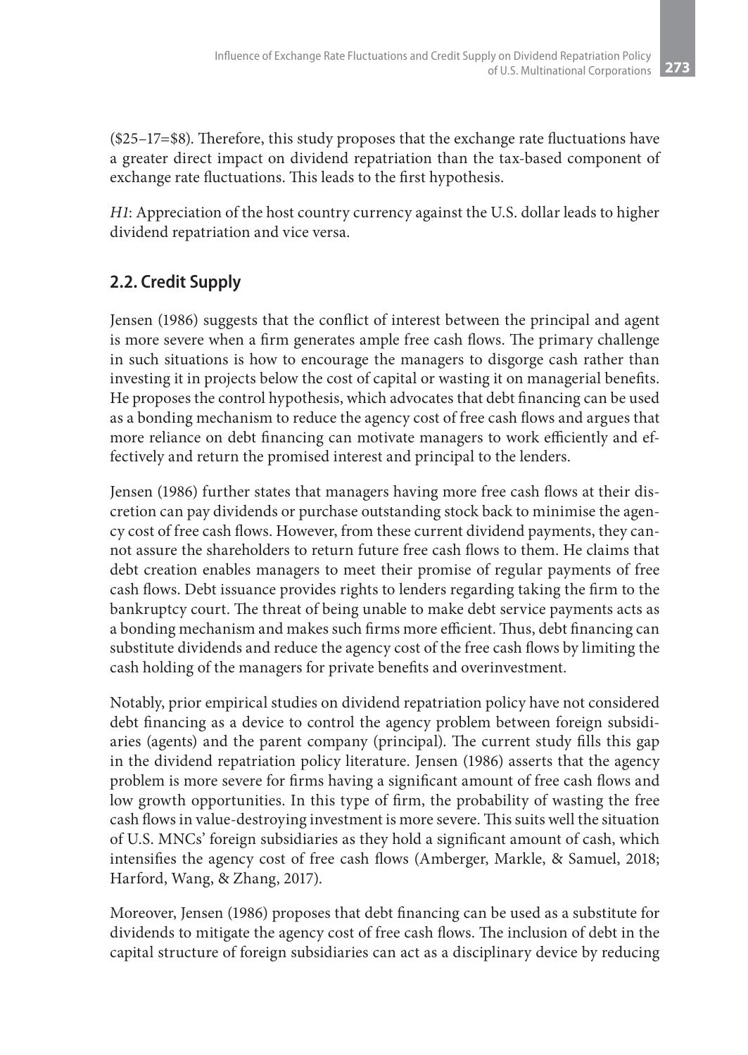($25–17=$8). Therefore, this study proposes that the exchange rate fluctuations have a greater direct impact on dividend repatriation than the tax-based component of exchange rate fluctuations. This leads to the first hypothesis.

*H1*: Appreciation of the host country currency against the U.S. dollar leads to higher dividend repatriation and vice versa.

## 2.2. Credit Supply

Jensen (1986) suggests that the conflict of interest between the principal and agent is more severe when a firm generates ample free cash flows. The primary challenge in such situations is how to encourage the managers to disgorge cash rather than investing it in projects below the cost of capital or wasting it on managerial benefits. He proposes the control hypothesis, which advocates that debt financing can be used as a bonding mechanism to reduce the agency cost of free cash flows and argues that more reliance on debt financing can motivate managers to work efficiently and effectively and return the promised interest and principal to the lenders.

Jensen (1986) further states that managers having more free cash flows at their discretion can pay dividends or purchase outstanding stock back to minimise the agency cost of free cash flows. However, from these current dividend payments, they cannot assure the shareholders to return future free cash flows to them. He claims that debt creation enables managers to meet their promise of regular payments of free cash flows. Debt issuance provides rights to lenders regarding taking the firm to the bankruptcy court. The threat of being unable to make debt service payments acts as a bonding mechanism and makes such firms more efficient. Thus, debt financing can substitute dividends and reduce the agency cost of the free cash flows by limiting the cash holding of the managers for private benefits and overinvestment.

Notably, prior empirical studies on dividend repatriation policy have not considered debt financing as a device to control the agency problem between foreign subsidiaries (agents) and the parent company (principal). The current study fills this gap in the dividend repatriation policy literature. Jensen (1986) asserts that the agency problem is more severe for firms having a significant amount of free cash flows and low growth opportunities. In this type of firm, the probability of wasting the free cash flows in value-destroying investment is more severe. This suits well the situation of U.S. MNCs' foreign subsidiaries as they hold a significant amount of cash, which intensifies the agency cost of free cash flows (Amberger, Markle, & Samuel, 2018; Harford, Wang, & Zhang, 2017).

Moreover, Jensen (1986) proposes that debt financing can be used as a substitute for dividends to mitigate the agency cost of free cash flows. The inclusion of debt in the capital structure of foreign subsidiaries can act as a disciplinary device by reducing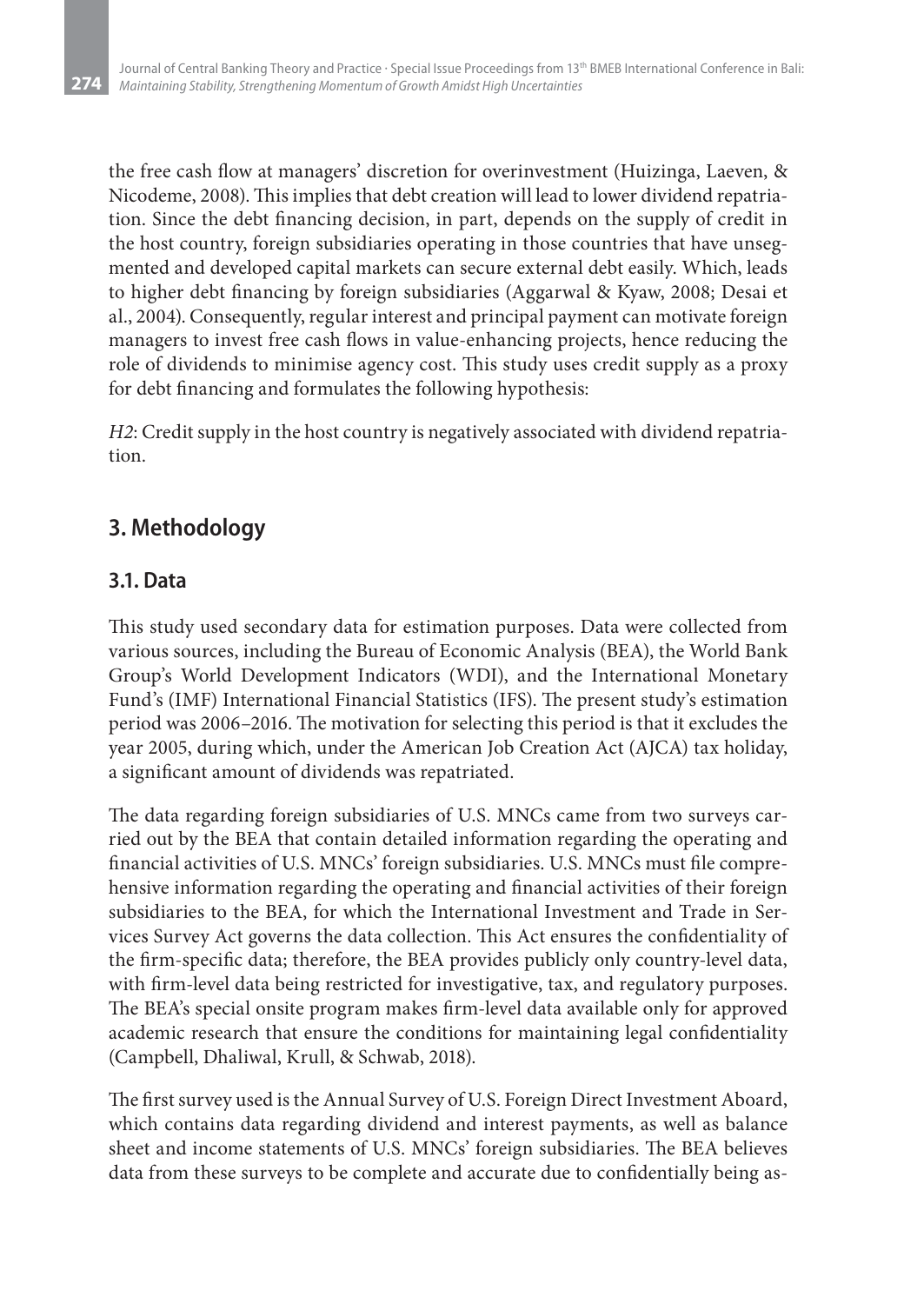the free cash flow at managers' discretion for overinvestment (Huizinga, Laeven, & Nicodeme, 2008). This implies that debt creation will lead to lower dividend repatriation. Since the debt financing decision, in part, depends on the supply of credit in the host country, foreign subsidiaries operating in those countries that have unsegmented and developed capital markets can secure external debt easily. Which, leads to higher debt financing by foreign subsidiaries (Aggarwal & Kyaw, 2008; Desai et al., 2004). Consequently, regular interest and principal payment can motivate foreign managers to invest free cash flows in value-enhancing projects, hence reducing the role of dividends to minimise agency cost. This study uses credit supply as a proxy for debt financing and formulates the following hypothesis:

*H2*: Credit supply in the host country is negatively associated with dividend repatriation.

## 3. Methodology

### 3.1. Data

This study used secondary data for estimation purposes. Data were collected from various sources, including the Bureau of Economic Analysis (BEA), the World Bank Group's World Development Indicators (WDI), and the International Monetary Fund's (IMF) International Financial Statistics (IFS). The present study's estimation period was 2006–2016. The motivation for selecting this period is that it excludes the year 2005, during which, under the American Job Creation Act (AJCA) tax holiday, a significant amount of dividends was repatriated.

The data regarding foreign subsidiaries of U.S. MNCs came from two surveys carried out by the BEA that contain detailed information regarding the operating and financial activities of U.S. MNCs' foreign subsidiaries. U.S. MNCs must file comprehensive information regarding the operating and financial activities of their foreign subsidiaries to the BEA, for which the International Investment and Trade in Services Survey Act governs the data collection. This Act ensures the confidentiality of the firm-specific data; therefore, the BEA provides publicly only country-level data, with firm-level data being restricted for investigative, tax, and regulatory purposes. The BEA's special onsite program makes firm-level data available only for approved academic research that ensure the conditions for maintaining legal confidentiality (Campbell, Dhaliwal, Krull, & Schwab, 2018).

The first survey used is the Annual Survey of U.S. Foreign Direct Investment Aboard, which contains data regarding dividend and interest payments, as well as balance sheet and income statements of U.S. MNCs' foreign subsidiaries. The BEA believes data from these surveys to be complete and accurate due to confidentially being as-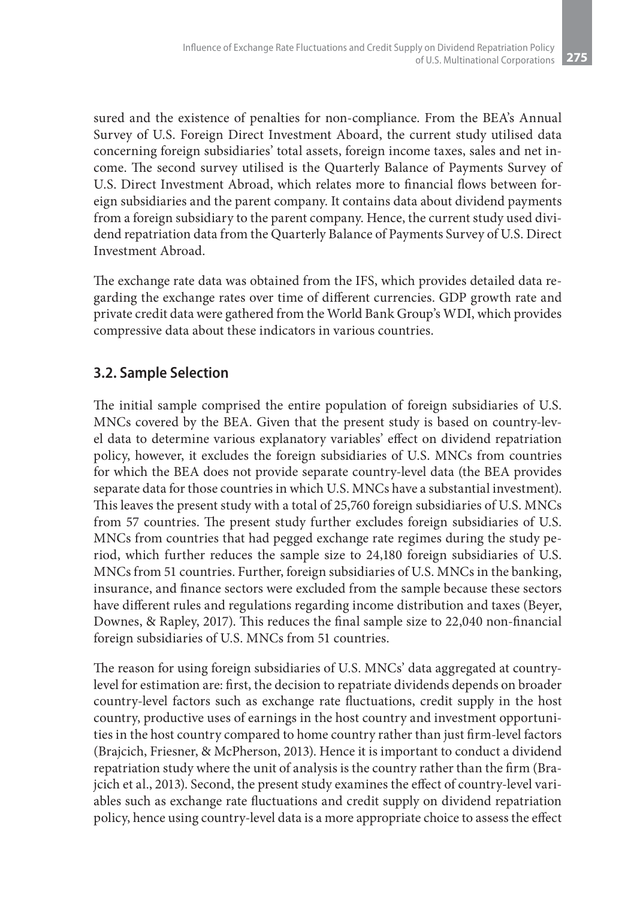sured and the existence of penalties for non-compliance. From the BEA's Annual Survey of U.S. Foreign Direct Investment Aboard, the current study utilised data concerning foreign subsidiaries' total assets, foreign income taxes, sales and net income. The second survey utilised is the Quarterly Balance of Payments Survey of U.S. Direct Investment Abroad, which relates more to financial flows between foreign subsidiaries and the parent company. It contains data about dividend payments from a foreign subsidiary to the parent company. Hence, the current study used dividend repatriation data from the Quarterly Balance of Payments Survey of U.S. Direct Investment Abroad.

The exchange rate data was obtained from the IFS, which provides detailed data regarding the exchange rates over time of different currencies. GDP growth rate and private credit data were gathered from the World Bank Group's WDI, which provides compressive data about these indicators in various countries.

## 3.2. Sample Selection

The initial sample comprised the entire population of foreign subsidiaries of U.S. MNCs covered by the BEA. Given that the present study is based on country-level data to determine various explanatory variables' effect on dividend repatriation policy, however, it excludes the foreign subsidiaries of U.S. MNCs from countries for which the BEA does not provide separate country-level data (the BEA provides separate data for those countries in which U.S. MNCs have a substantial investment). This leaves the present study with a total of 25,760 foreign subsidiaries of U.S. MNCs from 57 countries. The present study further excludes foreign subsidiaries of U.S. MNCs from countries that had pegged exchange rate regimes during the study period, which further reduces the sample size to 24,180 foreign subsidiaries of U.S. MNCs from 51 countries. Further, foreign subsidiaries of U.S. MNCs in the banking, insurance, and finance sectors were excluded from the sample because these sectors have different rules and regulations regarding income distribution and taxes (Beyer, Downes, & Rapley, 2017). This reduces the final sample size to 22,040 non-financial foreign subsidiaries of U.S. MNCs from 51 countries.

The reason for using foreign subsidiaries of U.S. MNCs' data aggregated at country-level for estimation are: first, the decision to repatriate dividends depends on broader country-level factors such as exchange rate fluctuations, credit supply in the host country, productive uses of earnings in the host country and investment opportunities in the host country compared to home country rather than just firm-level factors (Brajcich, Friesner, & McPherson, 2013). Hence it is important to conduct a dividend repatriation study where the unit of analysis is the country rather than the firm (Brajcich et al., 2013). Second, the present study examines the effect of country-level variables such as exchange rate fluctuations and credit supply on dividend repatriation policy, hence using country-level data is a more appropriate choice to assess the effect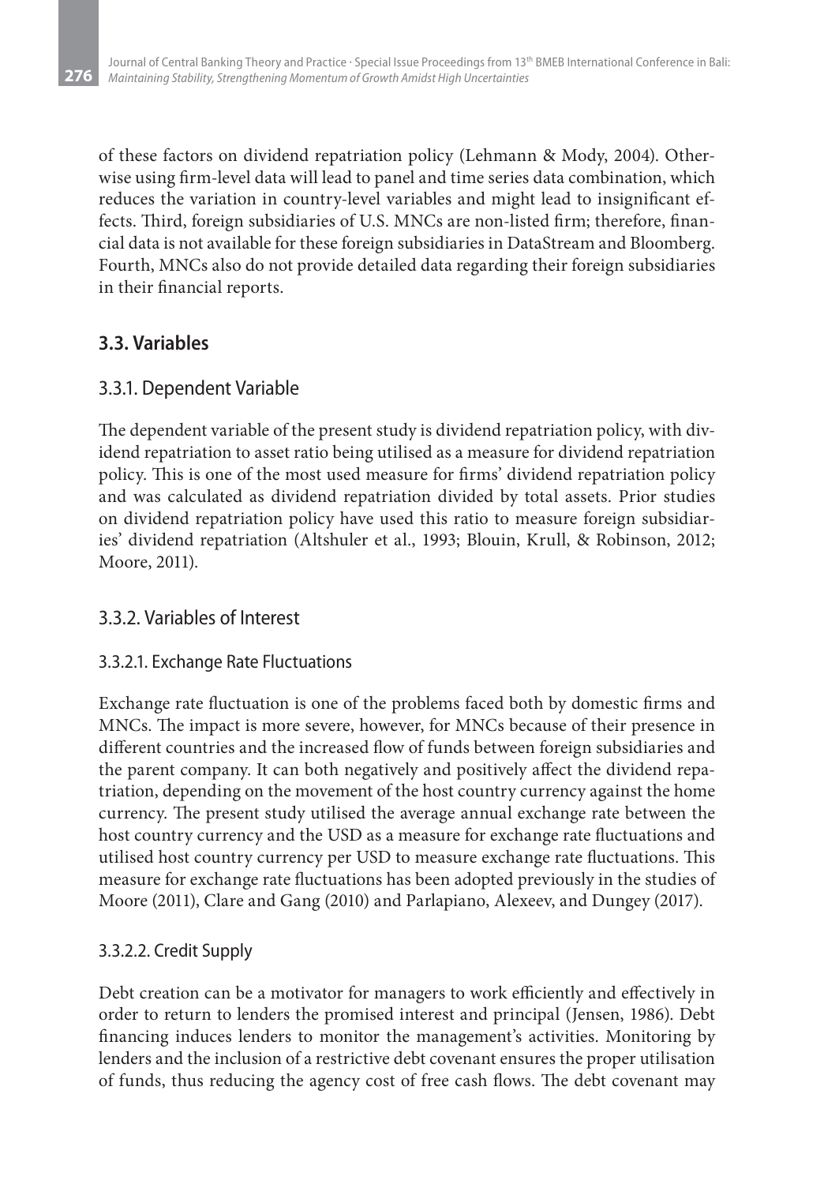of these factors on dividend repatriation policy (Lehmann & Mody, 2004). Otherwise using firm-level data will lead to panel and time series data combination, which reduces the variation in country-level variables and might lead to insignificant effects. Third, foreign subsidiaries of U.S. MNCs are non-listed firm; therefore, financial data is not available for these foreign subsidiaries in DataStream and Bloomberg. Fourth, MNCs also do not provide detailed data regarding their foreign subsidiaries in their financial reports.

## 3.3. Variables

### 3.3.1. Dependent Variable

The dependent variable of the present study is dividend repatriation policy, with dividend repatriation to asset ratio being utilised as a measure for dividend repatriation policy. This is one of the most used measure for firms' dividend repatriation policy and was calculated as dividend repatriation divided by total assets. Prior studies on dividend repatriation policy have used this ratio to measure foreign subsidiaries' dividend repatriation (Altshuler et al., 1993; Blouin, Krull, & Robinson, 2012; Moore, 2011).

### 3.3.2. Variables of Interest

#### 3.3.2.1. Exchange Rate Fluctuations

Exchange rate fluctuation is one of the problems faced both by domestic firms and MNCs. The impact is more severe, however, for MNCs because of their presence in different countries and the increased flow of funds between foreign subsidiaries and the parent company. It can both negatively and positively affect the dividend repatriation, depending on the movement of the host country currency against the home currency. The present study utilised the average annual exchange rate between the host country currency and the USD as a measure for exchange rate fluctuations and utilised host country currency per USD to measure exchange rate fluctuations. This measure for exchange rate fluctuations has been adopted previously in the studies of Moore (2011), Clare and Gang (2010) and Parlapiano, Alexeev, and Dungey (2017).

#### 3.3.2.2. Credit Supply

Debt creation can be a motivator for managers to work efficiently and effectively in order to return to lenders the promised interest and principal (Jensen, 1986). Debt financing induces lenders to monitor the management's activities. Monitoring by lenders and the inclusion of a restrictive debt covenant ensures the proper utilisation of funds, thus reducing the agency cost of free cash flows. The debt covenant may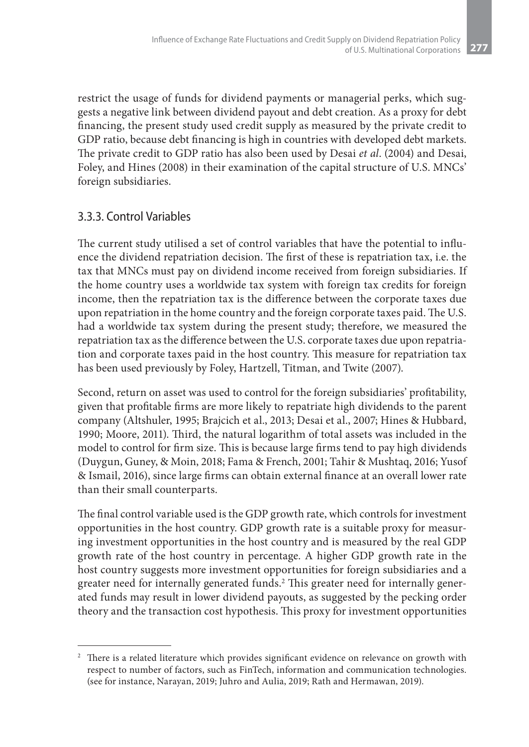restrict the usage of funds for dividend payments or managerial perks, which suggests a negative link between dividend payout and debt creation. As a proxy for debt financing, the present study used credit supply as measured by the private credit to GDP ratio, because debt financing is high in countries with developed debt markets. The private credit to GDP ratio has also been used by Desai *et al*. (2004) and Desai, Foley, and Hines (2008) in their examination of the capital structure of U.S. MNCs' foreign subsidiaries.

### 3.3.3. Control Variables

The current study utilised a set of control variables that have the potential to influence the dividend repatriation decision. The first of these is repatriation tax, i.e. the tax that MNCs must pay on dividend income received from foreign subsidiaries. If the home country uses a worldwide tax system with foreign tax credits for foreign income, then the repatriation tax is the difference between the corporate taxes due upon repatriation in the home country and the foreign corporate taxes paid. The U.S. had a worldwide tax system during the present study; therefore, we measured the repatriation tax as the difference between the U.S. corporate taxes due upon repatriation and corporate taxes paid in the host country. This measure for repatriation tax has been used previously by Foley, Hartzell, Titman, and Twite (2007).

Second, return on asset was used to control for the foreign subsidiaries' profitability, given that profitable firms are more likely to repatriate high dividends to the parent company (Altshuler, 1995; Brajcich et al., 2013; Desai et al., 2007; Hines & Hubbard, 1990; Moore, 2011). Third, the natural logarithm of total assets was included in the model to control for firm size. This is because large firms tend to pay high dividends (Duygun, Guney, & Moin, 2018; Fama & French, 2001; Tahir & Mushtaq, 2016; Yusof & Ismail, 2016), since large firms can obtain external finance at an overall lower rate than their small counterparts.

The final control variable used is the GDP growth rate, which controls for investment opportunities in the host country. GDP growth rate is a suitable proxy for measuring investment opportunities in the host country and is measured by the real GDP growth rate of the host country in percentage. A higher GDP growth rate in the host country suggests more investment opportunities for foreign subsidiaries and a greater need for internally generated funds.[2] This greater need for internally generated funds may result in lower dividend payouts, as suggested by the pecking order theory and the transaction cost hypothesis. This proxy for investment opportunities

[2] There is a related literature which provides significant evidence on relevance on growth with respect to number of factors, such as FinTech, information and communication technologies. (see for instance, Narayan, 2019; Juhro and Aulia, 2019; Rath and Hermawan, 2019).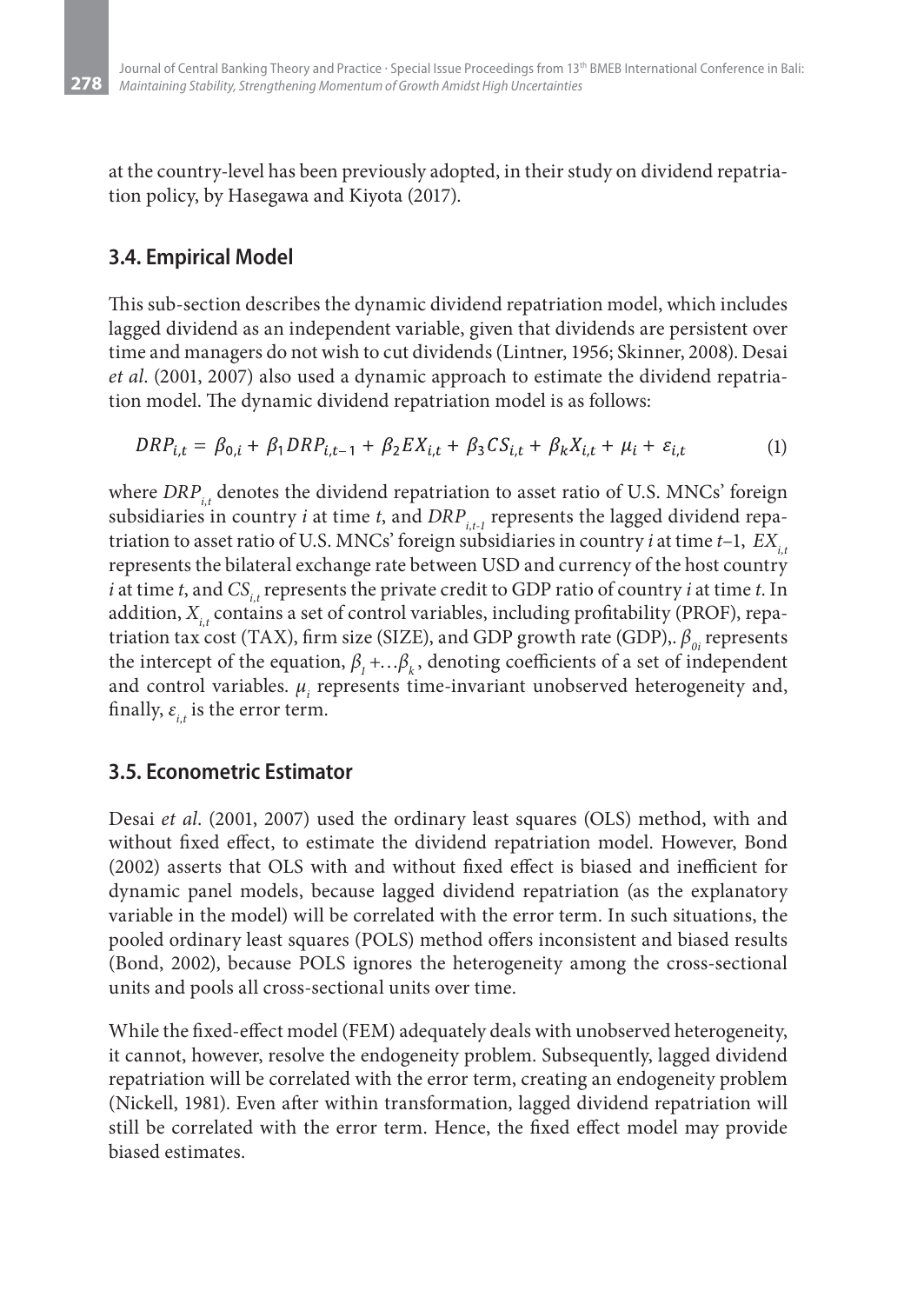at the country-level has been previously adopted, in their study on dividend repatriation policy, by Hasegawa and Kiyota (2017).

### 3.4. Empirical Model

This sub-section describes the dynamic dividend repatriation model, which includes lagged dividend as an independent variable, given that dividends are persistent over time and managers do not wish to cut dividends (Lintner, 1956; Skinner, 2008). Desai *et al.* (2001, 2007) also used a dynamic approach to estimate the dividend repatriation model. The dynamic dividend repatriation model is as follows:

$$DRP_{i,t} = \beta_{0,i} + \beta_1 DRP_{i,t-1} + \beta_2 EX_{i,t} + \beta_3 CS_{i,t} + \beta_k X_{i,t} + \mu_i + \varepsilon_{i,t} \tag{1}$$

where $DRP_{i,t}$ denotes the dividend repatriation to asset ratio of U.S. MNCs' foreign subsidiaries in country *i* at time *t*, and $DRP_{i,t-1}$ represents the lagged dividend repatriation to asset ratio of U.S. MNCs' foreign subsidiaries in country *i* at time *t*–1, $EX_{i,t}$ represents the bilateral exchange rate between USD and currency of the host country *i* at time *t*, and $CS_{i,t}$ represents the private credit to GDP ratio of country *i* at time *t*. In addition, $X_{i,t}$ contains a set of control variables, including profitability (PROF), repatriation tax cost (TAX), firm size (SIZE), and GDP growth rate (GDP),. $\beta_{0i}$ represents the intercept of the equation, $\beta_1 + \ldots \beta_k$, denoting coefficients of a set of independent and control variables. $\mu_i$ represents time-invariant unobserved heterogeneity and, finally, $\varepsilon_{i,t}$ is the error term.

### 3.5. Econometric Estimator

Desai *et al*. (2001, 2007) used the ordinary least squares (OLS) method, with and without fixed effect, to estimate the dividend repatriation model. However, Bond (2002) asserts that OLS with and without fixed effect is biased and inefficient for dynamic panel models, because lagged dividend repatriation (as the explanatory variable in the model) will be correlated with the error term. In such situations, the pooled ordinary least squares (POLS) method offers inconsistent and biased results (Bond, 2002), because POLS ignores the heterogeneity among the cross-sectional units and pools all cross-sectional units over time.

While the fixed-effect model (FEM) adequately deals with unobserved heterogeneity, it cannot, however, resolve the endogeneity problem. Subsequently, lagged dividend repatriation will be correlated with the error term, creating an endogeneity problem (Nickell, 1981). Even after within transformation, lagged dividend repatriation will still be correlated with the error term. Hence, the fixed effect model may provide biased estimates.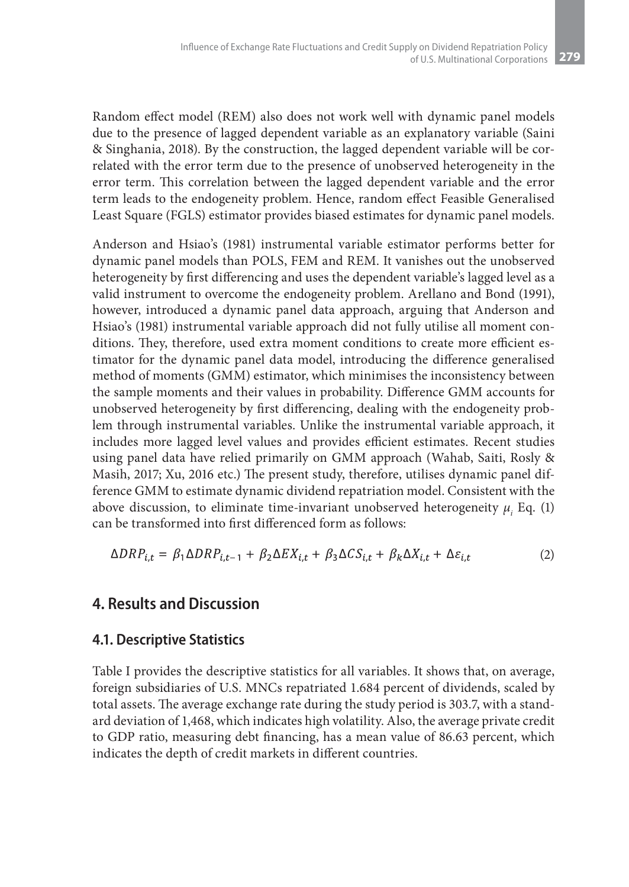Random effect model (REM) also does not work well with dynamic panel models due to the presence of lagged dependent variable as an explanatory variable (Saini & Singhania, 2018). By the construction, the lagged dependent variable will be correlated with the error term due to the presence of unobserved heterogeneity in the error term. This correlation between the lagged dependent variable and the error term leads to the endogeneity problem. Hence, random effect Feasible Generalised Least Square (FGLS) estimator provides biased estimates for dynamic panel models.

Anderson and Hsiao's (1981) instrumental variable estimator performs better for dynamic panel models than POLS, FEM and REM. It vanishes out the unobserved heterogeneity by first differencing and uses the dependent variable's lagged level as a valid instrument to overcome the endogeneity problem. Arellano and Bond (1991), however, introduced a dynamic panel data approach, arguing that Anderson and Hsiao's (1981) instrumental variable approach did not fully utilise all moment conditions. They, therefore, used extra moment conditions to create more efficient estimator for the dynamic panel data model, introducing the difference generalised method of moments (GMM) estimator, which minimises the inconsistency between the sample moments and their values in probability. Difference GMM accounts for unobserved heterogeneity by first differencing, dealing with the endogeneity problem through instrumental variables. Unlike the instrumental variable approach, it includes more lagged level values and provides efficient estimates. Recent studies using panel data have relied primarily on GMM approach (Wahab, Saiti, Rosly & Masih, 2017; Xu, 2016 etc.) The present study, therefore, utilises dynamic panel difference GMM to estimate dynamic dividend repatriation model. Consistent with the above discussion, to eliminate time-invariant unobserved heterogeneity $\mu_i$ Eq. (1) can be transformed into first differenced form as follows:

$$\Delta DRP_{i,t} = \beta_1 \Delta DRP_{i,t-1} + \beta_2 \Delta EX_{i,t} + \beta_3 \Delta CS_{i,t} + \beta_k \Delta X_{i,t} + \Delta\varepsilon_{i,t} \tag{2}$$

## 4. Results and Discussion

### 4.1. Descriptive Statistics

Table I provides the descriptive statistics for all variables. It shows that, on average, foreign subsidiaries of U.S. MNCs repatriated 1.684 percent of dividends, scaled by total assets. The average exchange rate during the study period is 303.7, with a standard deviation of 1,468, which indicates high volatility. Also, the average private credit to GDP ratio, measuring debt financing, has a mean value of 86.63 percent, which indicates the depth of credit markets in different countries.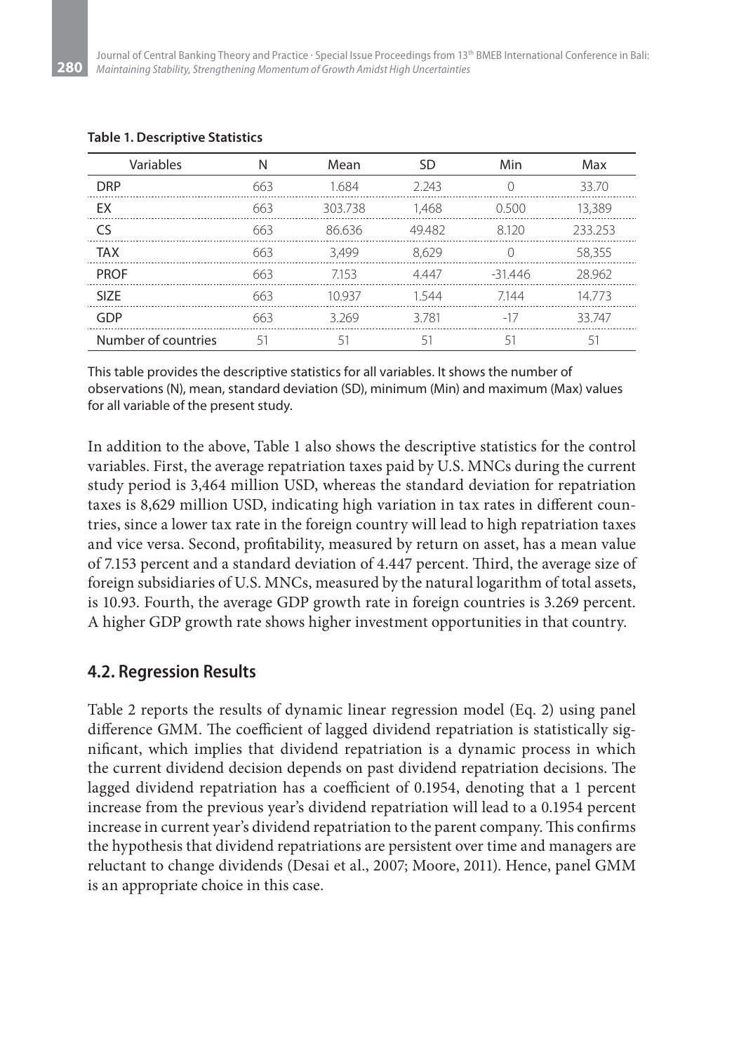**Table 1. Descriptive Statistics**

| Variables | N | Mean | SD | Min | Max |
|---|---|---|---|---|---|
| DRP | 663 | 1.684 | 2.243 | 0 | 33.70 |
| EX | 663 | 303.738 | 1,468 | 0.500 | 13,389 |
| CS | 663 | 86.636 | 49.482 | 8.120 | 233.253 |
| TAX | 663 | 3,499 | 8,629 | 0 | 58,355 |
| PROF | 663 | 7.153 | 4.447 | -31.446 | 28.962 |
| SIZE | 663 | 10.937 | 1.544 | 7.144 | 14.773 |
| GDP | 663 | 3.269 | 3.781 | -17 | 33.747 |
| Number of countries | 51 | 51 | 51 | 51 | 51 |

This table provides the descriptive statistics for all variables. It shows the number of observations (N), mean, standard deviation (SD), minimum (Min) and maximum (Max) values for all variable of the present study.

In addition to the above, Table 1 also shows the descriptive statistics for the control variables. First, the average repatriation taxes paid by U.S. MNCs during the current study period is 3,464 million USD, whereas the standard deviation for repatriation taxes is 8,629 million USD, indicating high variation in tax rates in different countries, since a lower tax rate in the foreign country will lead to high repatriation taxes and vice versa. Second, profitability, measured by return on asset, has a mean value of 7.153 percent and a standard deviation of 4.447 percent. Third, the average size of foreign subsidiaries of U.S. MNCs, measured by the natural logarithm of total assets, is 10.93. Fourth, the average GDP growth rate in foreign countries is 3.269 percent. A higher GDP growth rate shows higher investment opportunities in that country.

## 4.2. Regression Results

Table 2 reports the results of dynamic linear regression model (Eq. 2) using panel difference GMM. The coefficient of lagged dividend repatriation is statistically significant, which implies that dividend repatriation is a dynamic process in which the current dividend decision depends on past dividend repatriation decisions. The lagged dividend repatriation has a coefficient of 0.1954, denoting that a 1 percent increase from the previous year's dividend repatriation will lead to a 0.1954 percent increase in current year's dividend repatriation to the parent company. This confirms the hypothesis that dividend repatriations are persistent over time and managers are reluctant to change dividends (Desai et al., 2007; Moore, 2011). Hence, panel GMM is an appropriate choice in this case.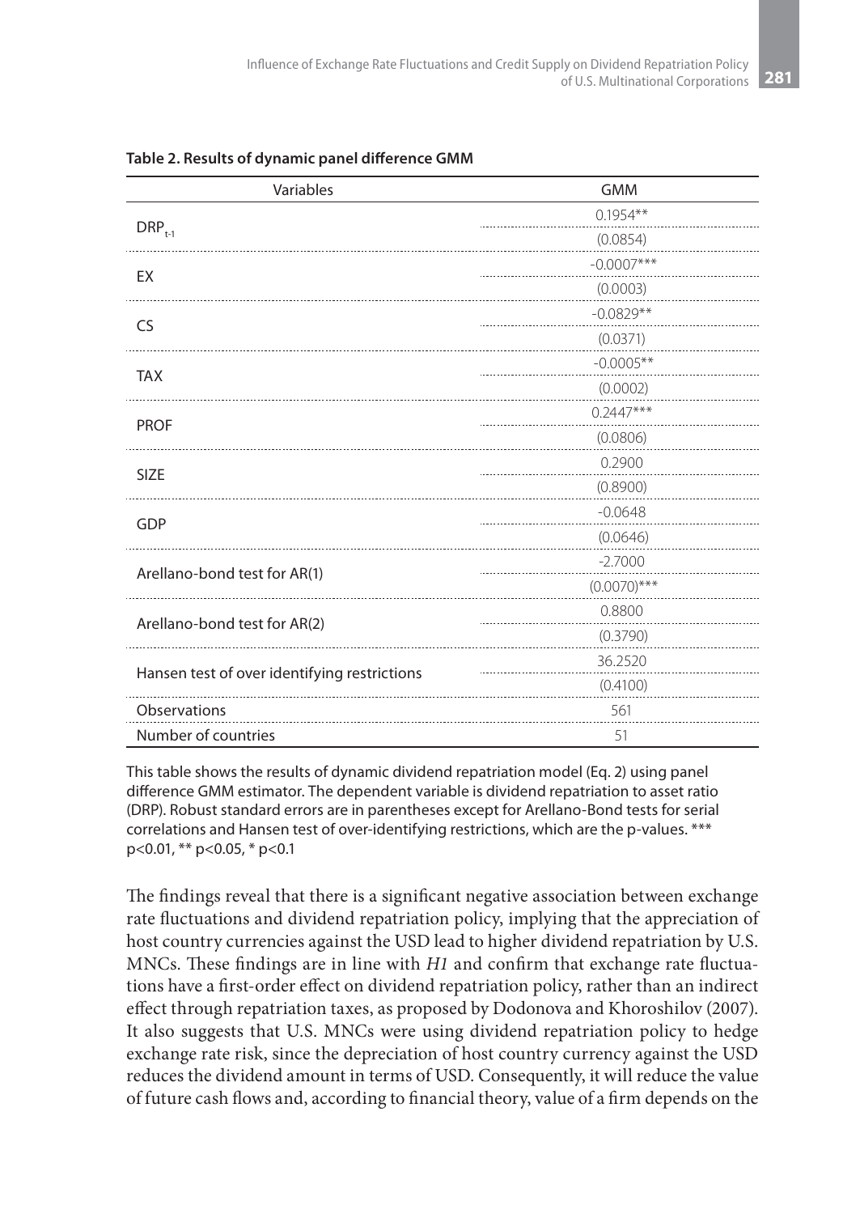**Table 2. Results of dynamic panel difference GMM**

| Variables | GMM |
|---|---|
| $DRP_{t-1}$ | 0.1954** |
| | (0.0854) |
| EX | -0.0007*** |
| | (0.0003) |
| CS | -0.0829** |
| | (0.0371) |
| TAX | -0.0005** |
| | (0.0002) |
| PROF | 0.2447*** |
| | (0.0806) |
| SIZE | 0.2900 |
| | (0.8900) |
| GDP | -0.0648 |
| | (0.0646) |
| Arellano-bond test for AR(1) | -2.7000 |
| | (0.0070)*** |
| Arellano-bond test for AR(2) | 0.8800 |
| | (0.3790) |
| Hansen test of over identifying restrictions | 36.2520 |
| | (0.4100) |
| Observations | 561 |
| Number of countries | 51 |

This table shows the results of dynamic dividend repatriation model (Eq. 2) using panel difference GMM estimator. The dependent variable is dividend repatriation to asset ratio (DRP). Robust standard errors are in parentheses except for Arellano-Bond tests for serial correlations and Hansen test of over-identifying restrictions, which are the p-values. *** $p<0.01$, ** $p<0.05$, * $p<0.1$

The findings reveal that there is a significant negative association between exchange rate fluctuations and dividend repatriation policy, implying that the appreciation of host country currencies against the USD lead to higher dividend repatriation by U.S. MNCs. These findings are in line with *H1* and confirm that exchange rate fluctuations have a first-order effect on dividend repatriation policy, rather than an indirect effect through repatriation taxes, as proposed by Dodonova and Khoroshilov (2007). It also suggests that U.S. MNCs were using dividend repatriation policy to hedge exchange rate risk, since the depreciation of host country currency against the USD reduces the dividend amount in terms of USD. Consequently, it will reduce the value of future cash flows and, according to financial theory, value of a firm depends on the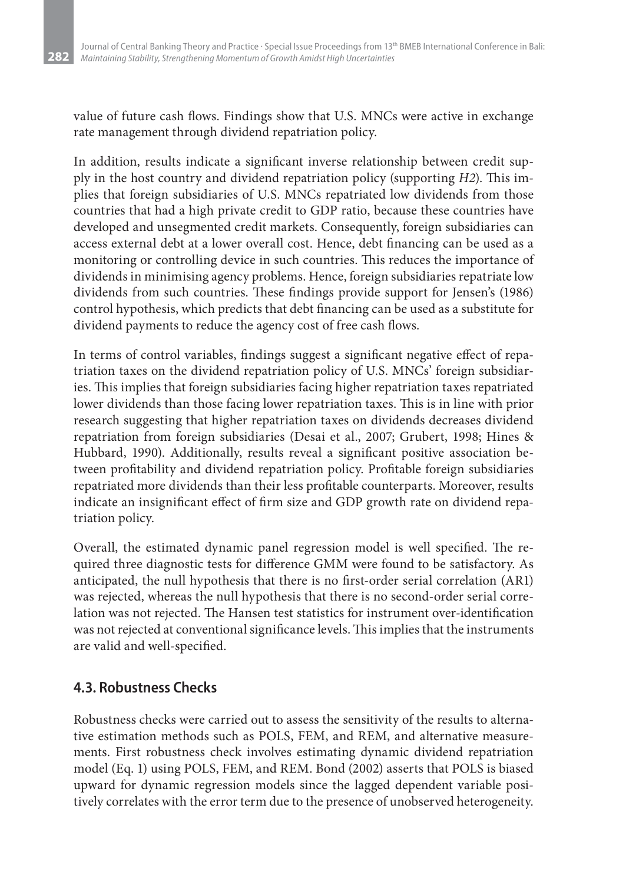value of future cash flows. Findings show that U.S. MNCs were active in exchange rate management through dividend repatriation policy.

In addition, results indicate a significant inverse relationship between credit supply in the host country and dividend repatriation policy (supporting *H2*). This implies that foreign subsidiaries of U.S. MNCs repatriated low dividends from those countries that had a high private credit to GDP ratio, because these countries have developed and unsegmented credit markets. Consequently, foreign subsidiaries can access external debt at a lower overall cost. Hence, debt financing can be used as a monitoring or controlling device in such countries. This reduces the importance of dividends in minimising agency problems. Hence, foreign subsidiaries repatriate low dividends from such countries. These findings provide support for Jensen's (1986) control hypothesis, which predicts that debt financing can be used as a substitute for dividend payments to reduce the agency cost of free cash flows.

In terms of control variables, findings suggest a significant negative effect of repatriation taxes on the dividend repatriation policy of U.S. MNCs' foreign subsidiaries. This implies that foreign subsidiaries facing higher repatriation taxes repatriated lower dividends than those facing lower repatriation taxes. This is in line with prior research suggesting that higher repatriation taxes on dividends decreases dividend repatriation from foreign subsidiaries (Desai et al., 2007; Grubert, 1998; Hines & Hubbard, 1990). Additionally, results reveal a significant positive association between profitability and dividend repatriation policy. Profitable foreign subsidiaries repatriated more dividends than their less profitable counterparts. Moreover, results indicate an insignificant effect of firm size and GDP growth rate on dividend repatriation policy.

Overall, the estimated dynamic panel regression model is well specified. The required three diagnostic tests for difference GMM were found to be satisfactory. As anticipated, the null hypothesis that there is no first-order serial correlation (AR1) was rejected, whereas the null hypothesis that there is no second-order serial correlation was not rejected. The Hansen test statistics for instrument over-identification was not rejected at conventional significance levels. This implies that the instruments are valid and well-specified.

## 4.3. Robustness Checks

Robustness checks were carried out to assess the sensitivity of the results to alternative estimation methods such as POLS, FEM, and REM, and alternative measurements. First robustness check involves estimating dynamic dividend repatriation model (Eq. 1) using POLS, FEM, and REM. Bond (2002) asserts that POLS is biased upward for dynamic regression models since the lagged dependent variable positively correlates with the error term due to the presence of unobserved heterogeneity.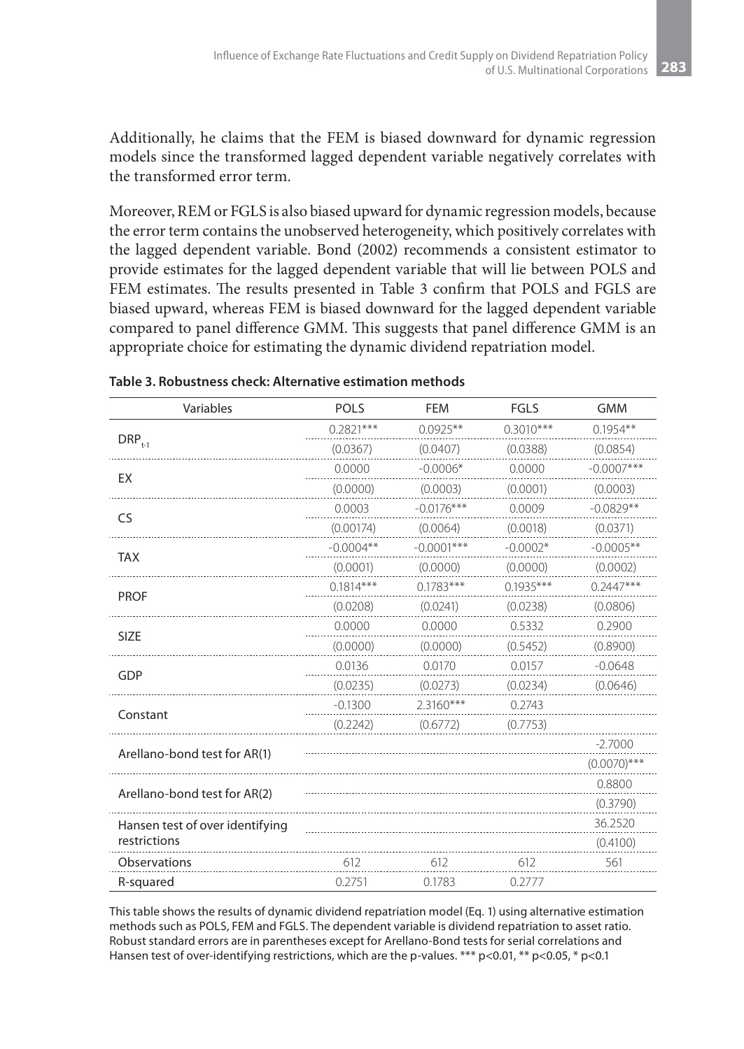Additionally, he claims that the FEM is biased downward for dynamic regression models since the transformed lagged dependent variable negatively correlates with the transformed error term.

Moreover, REM or FGLS is also biased upward for dynamic regression models, because the error term contains the unobserved heterogeneity, which positively correlates with the lagged dependent variable. Bond (2002) recommends a consistent estimator to provide estimates for the lagged dependent variable that will lie between POLS and FEM estimates. The results presented in Table 3 confirm that POLS and FGLS are biased upward, whereas FEM is biased downward for the lagged dependent variable compared to panel difference GMM. This suggests that panel difference GMM is an appropriate choice for estimating the dynamic dividend repatriation model.

**Table 3. Robustness check: Alternative estimation methods**

| Variables | POLS | FEM | FGLS | GMM |
|---|---|---|---|---|
| $DRP_{t-1}$ | 0.2821*** | 0.0925** | 0.3010*** | 0.1954** |
| | (0.0367) | (0.0407) | (0.0388) | (0.0854) |
| EX | 0.0000 | -0.0006* | 0.0000 | -0.0007*** |
| | (0.0000) | (0.0003) | (0.0001) | (0.0003) |
| CS | 0.0003 | -0.0176*** | 0.0009 | -0.0829** |
| | (0.00174) | (0.0064) | (0.0018) | (0.0371) |
| TAX | -0.0004** | -0.0001*** | -0.0002* | -0.0005** |
| | (0.0001) | (0.0000) | (0.0000) | (0.0002) |
| PROF | 0.1814*** | 0.1783*** | 0.1935*** | 0.2447*** |
| | (0.0208) | (0.0241) | (0.0238) | (0.0806) |
| SIZE | 0.0000 | 0.0000 | 0.5332 | 0.2900 |
| | (0.0000) | (0.0000) | (0.5452) | (0.8900) |
| GDP | 0.0136 | 0.0170 | 0.0157 | -0.0648 |
| | (0.0235) | (0.0273) | (0.0234) | (0.0646) |
| Constant | -0.1300 | 2.3160*** | 0.2743 | |
| | (0.2242) | (0.6772) | (0.7753) | |
| Arellano-bond test for AR(1) | | | | -2.7000 |
| | | | | (0.0070)*** |
| Arellano-bond test for AR(2) | | | | 0.8800 |
| | | | | (0.3790) |
| Hansen test of over identifying restrictions | | | | 36.2520 |
| | | | | (0.4100) |
| Observations | 612 | 612 | 612 | 561 |
| R-squared | 0.2751 | 0.1783 | 0.2777 | |

This table shows the results of dynamic dividend repatriation model (Eq. 1) using alternative estimation methods such as POLS, FEM and FGLS. The dependent variable is dividend repatriation to asset ratio. Robust standard errors are in parentheses except for Arellano-Bond tests for serial correlations and Hansen test of over-identifying restrictions, which are the p-values. *** p<0.01, ** p<0.05, * p<0.1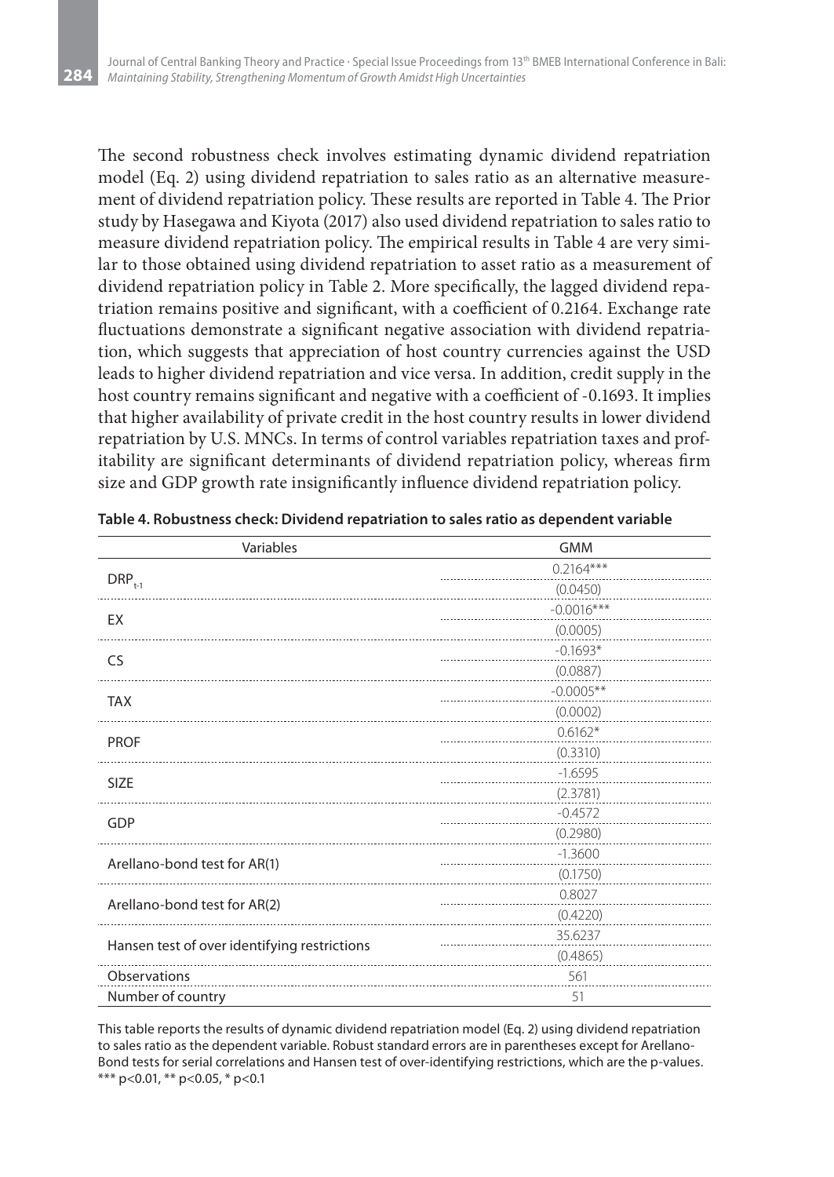The second robustness check involves estimating dynamic dividend repatriation model (Eq. 2) using dividend repatriation to sales ratio as an alternative measurement of dividend repatriation policy. These results are reported in Table 4. The Prior study by Hasegawa and Kiyota (2017) also used dividend repatriation to sales ratio to measure dividend repatriation policy. The empirical results in Table 4 are very similar to those obtained using dividend repatriation to asset ratio as a measurement of dividend repatriation policy in Table 2. More specifically, the lagged dividend repatriation remains positive and significant, with a coefficient of 0.2164. Exchange rate fluctuations demonstrate a significant negative association with dividend repatriation, which suggests that appreciation of host country currencies against the USD leads to higher dividend repatriation and vice versa. In addition, credit supply in the host country remains significant and negative with a coefficient of -0.1693. It implies that higher availability of private credit in the host country results in lower dividend repatriation by U.S. MNCs. In terms of control variables repatriation taxes and profitability are significant determinants of dividend repatriation policy, whereas firm size and GDP growth rate insignificantly influence dividend repatriation policy.

**Table 4. Robustness check: Dividend repatriation to sales ratio as dependent variable**

| Variables | GMM |
|---|---|
| $DRP_{t-1}$ | 0.2164*** |
| | (0.0450) |
| EX | -0.0016*** |
| | (0.0005) |
| CS | -0.1693* |
| | (0.0887) |
| TAX | -0.0005** |
| | (0.0002) |
| PROF | 0.6162* |
| | (0.3310) |
| SIZE | -1.6595 |
| | (2.3781) |
| GDP | -0.4572 |
| | (0.2980) |
| Arellano-bond test for AR(1) | -1.3600 |
| | (0.1750) |
| Arellano-bond test for AR(2) | 0.8027 |
| | (0.4220) |
| Hansen test of over identifying restrictions | 35.6237 |
| | (0.4865) |
| Observations | 561 |
| Number of country | 51 |

This table reports the results of dynamic dividend repatriation model (Eq. 2) using dividend repatriation to sales ratio as the dependent variable. Robust standard errors are in parentheses except for Arellano-Bond tests for serial correlations and Hansen test of over-identifying restrictions, which are the p-values. *** p<0.01, ** p<0.05, * p<0.1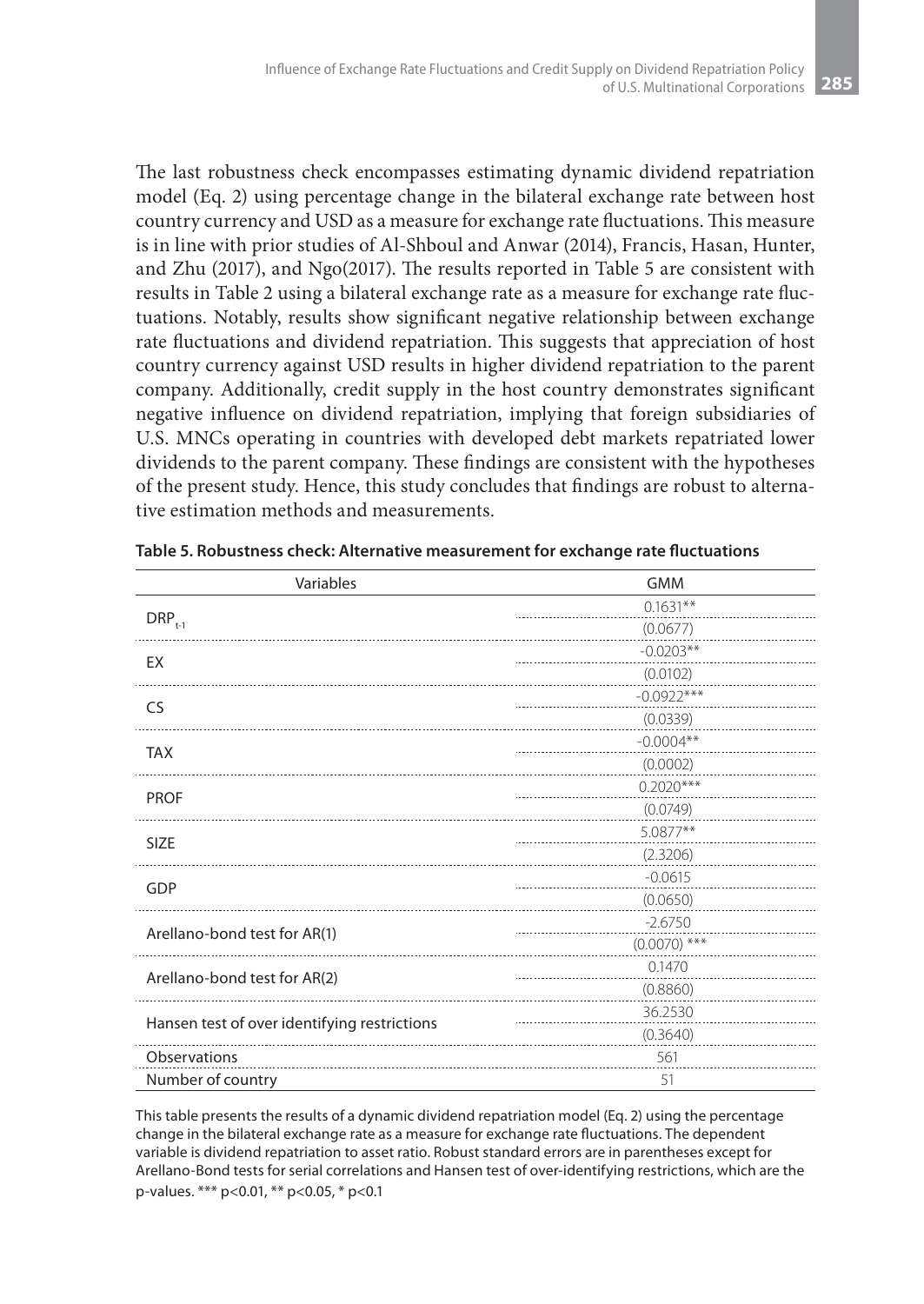The last robustness check encompasses estimating dynamic dividend repatriation model (Eq. 2) using percentage change in the bilateral exchange rate between host country currency and USD as a measure for exchange rate fluctuations. This measure is in line with prior studies of Al-Shboul and Anwar (2014), Francis, Hasan, Hunter, and Zhu (2017), and Ngo(2017). The results reported in Table 5 are consistent with results in Table 2 using a bilateral exchange rate as a measure for exchange rate fluctuations. Notably, results show significant negative relationship between exchange rate fluctuations and dividend repatriation. This suggests that appreciation of host country currency against USD results in higher dividend repatriation to the parent company. Additionally, credit supply in the host country demonstrates significant negative influence on dividend repatriation, implying that foreign subsidiaries of U.S. MNCs operating in countries with developed debt markets repatriated lower dividends to the parent company. These findings are consistent with the hypotheses of the present study. Hence, this study concludes that findings are robust to alternative estimation methods and measurements.

**Table 5. Robustness check: Alternative measurement for exchange rate fluctuations**

| Variables | GMM |
|---|---|
| $DRP_{t-1}$ | 0.1631** |
| | (0.0677) |
| EX | -0.0203** |
| | (0.0102) |
| CS | -0.0922*** |
| | (0.0339) |
| TAX | -0.0004** |
| | (0.0002) |
| PROF | 0.2020*** |
| | (0.0749) |
| SIZE | 5.0877** |
| | (2.3206) |
| GDP | -0.0615 |
| | (0.0650) |
| Arellano-bond test for AR(1) | -2.6750 |
| | (0.0070) *** |
| Arellano-bond test for AR(2) | 0.1470 |
| | (0.8860) |
| Hansen test of over identifying restrictions | 36.2530 |
| | (0.3640) |
| Observations | 561 |
| Number of country | 51 |

This table presents the results of a dynamic dividend repatriation model (Eq. 2) using the percentage change in the bilateral exchange rate as a measure for exchange rate fluctuations. The dependent variable is dividend repatriation to asset ratio. Robust standard errors are in parentheses except for Arellano-Bond tests for serial correlations and Hansen test of over-identifying restrictions, which are the p-values. *** $p<0.01$, ** $p<0.05$, * $p<0.1$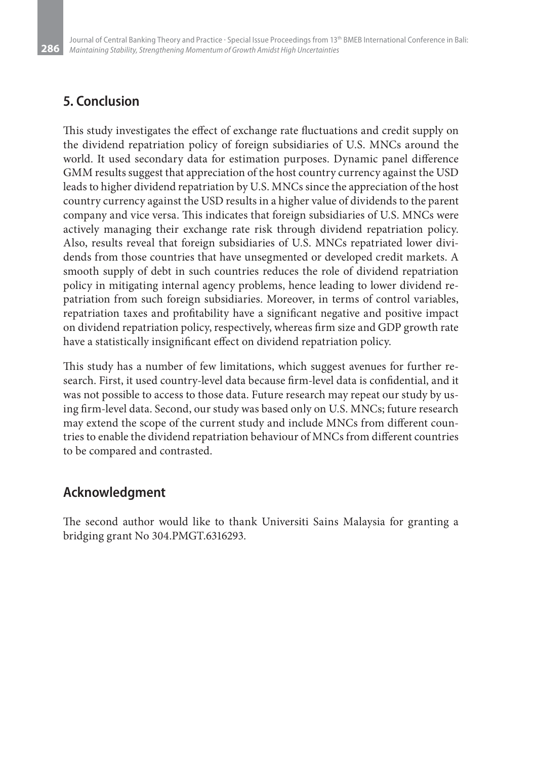## 5. Conclusion

This study investigates the effect of exchange rate fluctuations and credit supply on the dividend repatriation policy of foreign subsidiaries of U.S. MNCs around the world. It used secondary data for estimation purposes. Dynamic panel difference GMM results suggest that appreciation of the host country currency against the USD leads to higher dividend repatriation by U.S. MNCs since the appreciation of the host country currency against the USD results in a higher value of dividends to the parent company and vice versa. This indicates that foreign subsidiaries of U.S. MNCs were actively managing their exchange rate risk through dividend repatriation policy. Also, results reveal that foreign subsidiaries of U.S. MNCs repatriated lower dividends from those countries that have unsegmented or developed credit markets. A smooth supply of debt in such countries reduces the role of dividend repatriation policy in mitigating internal agency problems, hence leading to lower dividend repatriation from such foreign subsidiaries. Moreover, in terms of control variables, repatriation taxes and profitability have a significant negative and positive impact on dividend repatriation policy, respectively, whereas firm size and GDP growth rate have a statistically insignificant effect on dividend repatriation policy.

This study has a number of few limitations, which suggest avenues for further research. First, it used country-level data because firm-level data is confidential, and it was not possible to access to those data. Future research may repeat our study by using firm-level data. Second, our study was based only on U.S. MNCs; future research may extend the scope of the current study and include MNCs from different countries to enable the dividend repatriation behaviour of MNCs from different countries to be compared and contrasted.

## Acknowledgment

The second author would like to thank Universiti Sains Malaysia for granting a bridging grant No 304.PMGT.6316293.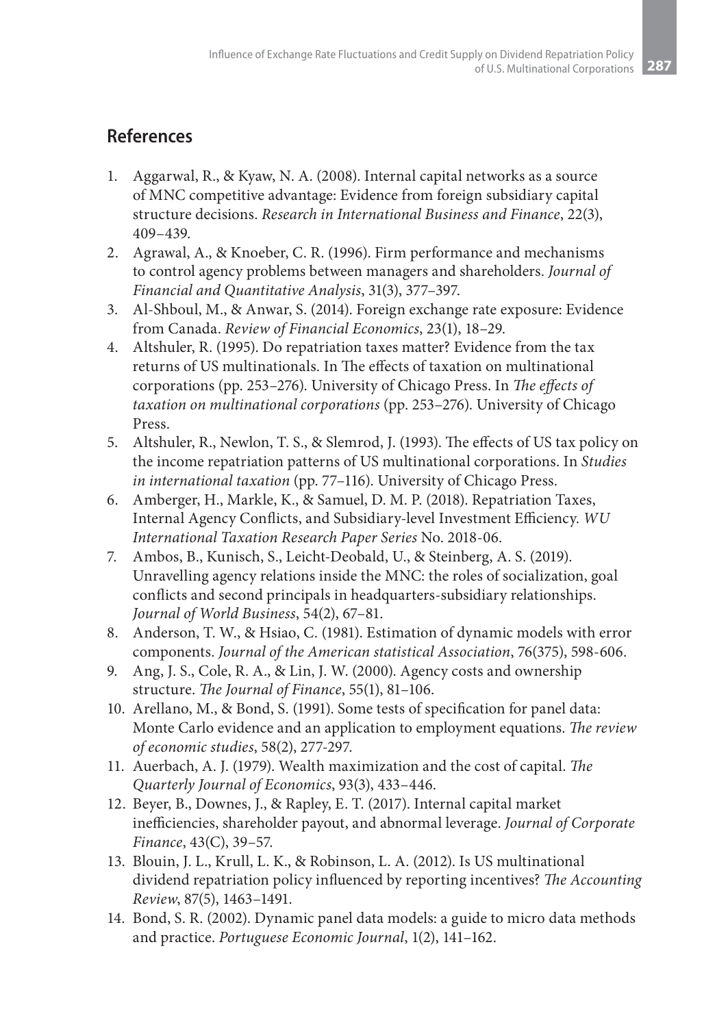## References

1. Aggarwal, R., & Kyaw, N. A. (2008). Internal capital networks as a source of MNC competitive advantage: Evidence from foreign subsidiary capital structure decisions. *Research in International Business and Finance*, 22(3), 409–439.
2. Agrawal, A., & Knoeber, C. R. (1996). Firm performance and mechanisms to control agency problems between managers and shareholders. *Journal of Financial and Quantitative Analysis*, 31(3), 377–397.
3. Al-Shboul, M., & Anwar, S. (2014). Foreign exchange rate exposure: Evidence from Canada. *Review of Financial Economics*, 23(1), 18–29.
4. Altshuler, R. (1995). Do repatriation taxes matter? Evidence from the tax returns of US multinationals. In The effects of taxation on multinational corporations (pp. 253–276). University of Chicago Press. In *The effects of taxation on multinational corporations* (pp. 253–276). University of Chicago Press.
5. Altshuler, R., Newlon, T. S., & Slemrod, J. (1993). The effects of US tax policy on the income repatriation patterns of US multinational corporations. In *Studies in international taxation* (pp. 77–116). University of Chicago Press.
6. Amberger, H., Markle, K., & Samuel, D. M. P. (2018). Repatriation Taxes, Internal Agency Conflicts, and Subsidiary-level Investment Efficiency. *WU International Taxation Research Paper Series* No. 2018-06.
7. Ambos, B., Kunisch, S., Leicht-Deobald, U., & Steinberg, A. S. (2019). Unravelling agency relations inside the MNC: the roles of socialization, goal conflicts and second principals in headquarters-subsidiary relationships. *Journal of World Business*, 54(2), 67–81.
8. Anderson, T. W., & Hsiao, C. (1981). Estimation of dynamic models with error components. *Journal of the American statistical Association*, 76(375), 598-606.
9. Ang, J. S., Cole, R. A., & Lin, J. W. (2000). Agency costs and ownership structure. *The Journal of Finance*, 55(1), 81–106.
10. Arellano, M., & Bond, S. (1991). Some tests of specification for panel data: Monte Carlo evidence and an application to employment equations. *The review of economic studies*, 58(2), 277-297.
11. Auerbach, A. J. (1979). Wealth maximization and the cost of capital. *The Quarterly Journal of Economics*, 93(3), 433–446.
12. Beyer, B., Downes, J., & Rapley, E. T. (2017). Internal capital market inefficiencies, shareholder payout, and abnormal leverage. *Journal of Corporate Finance*, 43(C), 39–57.
13. Blouin, J. L., Krull, L. K., & Robinson, L. A. (2012). Is US multinational dividend repatriation policy influenced by reporting incentives? *The Accounting Review*, 87(5), 1463–1491.
14. Bond, S. R. (2002). Dynamic panel data models: a guide to micro data methods and practice. *Portuguese Economic Journal*, 1(2), 141–162.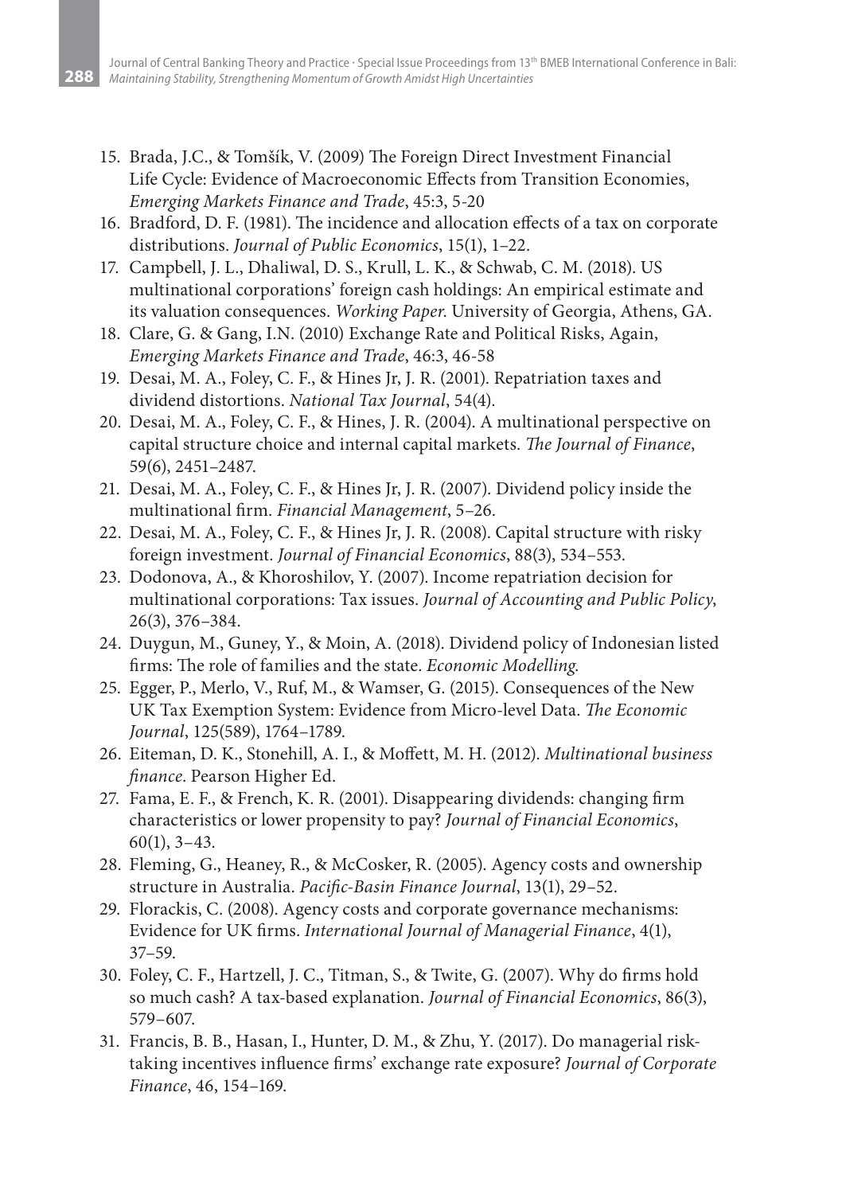15. Brada, J.C., & Tomšík, V. (2009) The Foreign Direct Investment Financial Life Cycle: Evidence of Macroeconomic Effects from Transition Economies, *Emerging Markets Finance and Trade*, 45:3, 5-20
16. Bradford, D. F. (1981). The incidence and allocation effects of a tax on corporate distributions. *Journal of Public Economics*, 15(1), 1–22.
17. Campbell, J. L., Dhaliwal, D. S., Krull, L. K., & Schwab, C. M. (2018). US multinational corporations' foreign cash holdings: An empirical estimate and its valuation consequences. *Working Paper*. University of Georgia, Athens, GA.
18. Clare, G. & Gang, I.N. (2010) Exchange Rate and Political Risks, Again, *Emerging Markets Finance and Trade*, 46:3, 46-58
19. Desai, M. A., Foley, C. F., & Hines Jr, J. R. (2001). Repatriation taxes and dividend distortions. *National Tax Journal*, 54(4).
20. Desai, M. A., Foley, C. F., & Hines, J. R. (2004). A multinational perspective on capital structure choice and internal capital markets. *The Journal of Finance*, 59(6), 2451–2487.
21. Desai, M. A., Foley, C. F., & Hines Jr, J. R. (2007). Dividend policy inside the multinational firm. *Financial Management*, 5–26.
22. Desai, M. A., Foley, C. F., & Hines Jr, J. R. (2008). Capital structure with risky foreign investment. *Journal of Financial Economics*, 88(3), 534–553.
23. Dodonova, A., & Khoroshilov, Y. (2007). Income repatriation decision for multinational corporations: Tax issues. *Journal of Accounting and Public Policy*, 26(3), 376–384.
24. Duygun, M., Guney, Y., & Moin, A. (2018). Dividend policy of Indonesian listed firms: The role of families and the state. *Economic Modelling*.
25. Egger, P., Merlo, V., Ruf, M., & Wamser, G. (2015). Consequences of the New UK Tax Exemption System: Evidence from Micro-level Data. *The Economic Journal*, 125(589), 1764–1789.
26. Eiteman, D. K., Stonehill, A. I., & Moffett, M. H. (2012). *Multinational business finance*. Pearson Higher Ed.
27. Fama, E. F., & French, K. R. (2001). Disappearing dividends: changing firm characteristics or lower propensity to pay? *Journal of Financial Economics*, 60(1), 3–43.
28. Fleming, G., Heaney, R., & McCosker, R. (2005). Agency costs and ownership structure in Australia. *Pacific-Basin Finance Journal*, 13(1), 29–52.
29. Florackis, C. (2008). Agency costs and corporate governance mechanisms: Evidence for UK firms. *International Journal of Managerial Finance*, 4(1), 37–59.
30. Foley, C. F., Hartzell, J. C., Titman, S., & Twite, G. (2007). Why do firms hold so much cash? A tax-based explanation. *Journal of Financial Economics*, 86(3), 579–607.
31. Francis, B. B., Hasan, I., Hunter, D. M., & Zhu, Y. (2017). Do managerial risk-taking incentives influence firms' exchange rate exposure? *Journal of Corporate Finance*, 46, 154–169.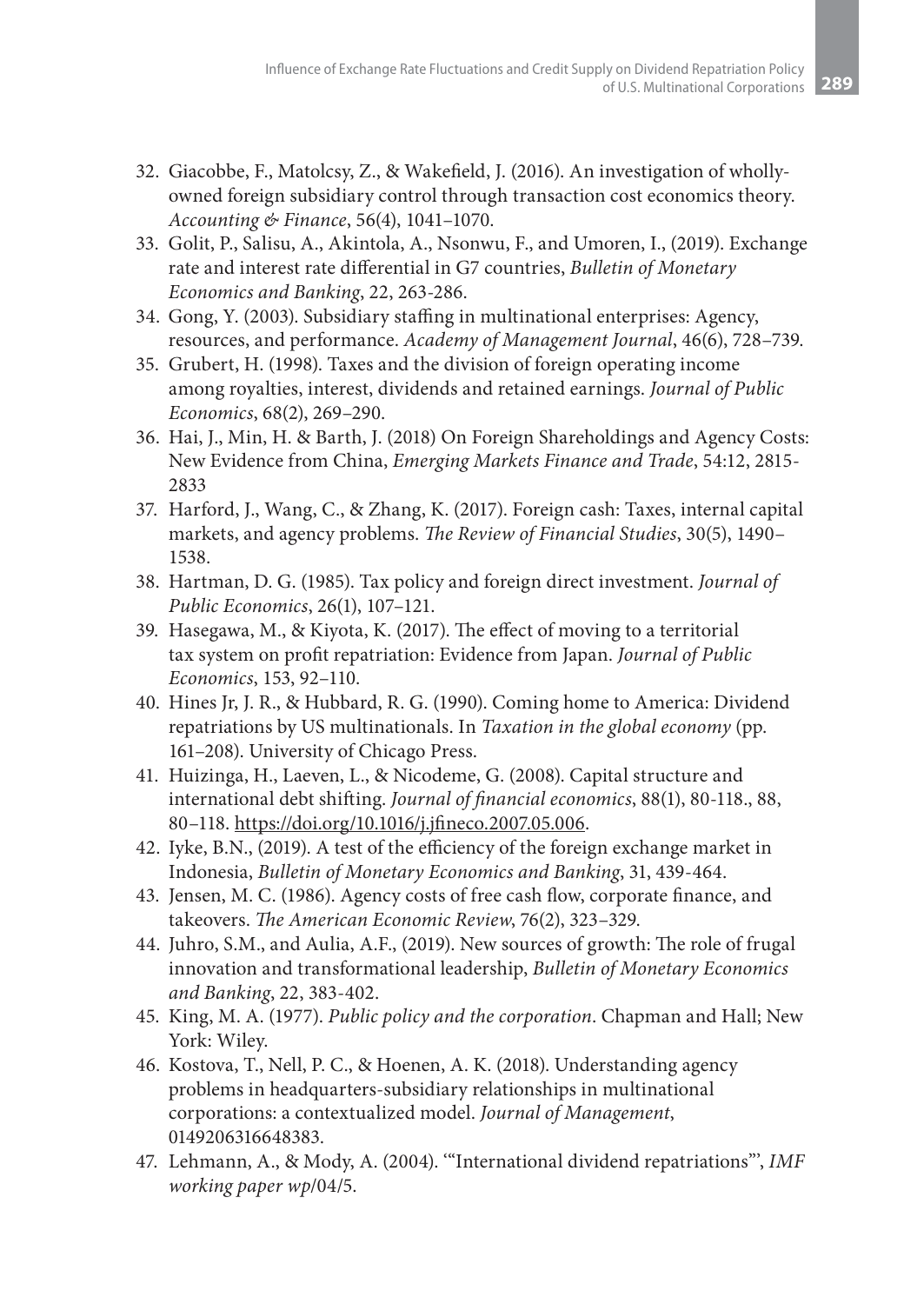32. Giacobbe, F., Matolcsy, Z., & Wakefield, J. (2016). An investigation of wholly-owned foreign subsidiary control through transaction cost economics theory. *Accounting & Finance*, 56(4), 1041–1070.
33. Golit, P., Salisu, A., Akintola, A., Nsonwu, F., and Umoren, I., (2019). Exchange rate and interest rate differential in G7 countries, *Bulletin of Monetary Economics and Banking*, 22, 263-286.
34. Gong, Y. (2003). Subsidiary staffing in multinational enterprises: Agency, resources, and performance. *Academy of Management Journal*, 46(6), 728–739.
35. Grubert, H. (1998). Taxes and the division of foreign operating income among royalties, interest, dividends and retained earnings. *Journal of Public Economics*, 68(2), 269–290.
36. Hai, J., Min, H. & Barth, J. (2018) On Foreign Shareholdings and Agency Costs: New Evidence from China, *Emerging Markets Finance and Trade*, 54:12, 2815-2833
37. Harford, J., Wang, C., & Zhang, K. (2017). Foreign cash: Taxes, internal capital markets, and agency problems. *The Review of Financial Studies*, 30(5), 1490–1538.
38. Hartman, D. G. (1985). Tax policy and foreign direct investment. *Journal of Public Economics*, 26(1), 107–121.
39. Hasegawa, M., & Kiyota, K. (2017). The effect of moving to a territorial tax system on profit repatriation: Evidence from Japan. *Journal of Public Economics*, 153, 92–110.
40. Hines Jr, J. R., & Hubbard, R. G. (1990). Coming home to America: Dividend repatriations by US multinationals. In *Taxation in the global economy* (pp. 161–208). University of Chicago Press.
41. Huizinga, H., Laeven, L., & Nicodeme, G. (2008). Capital structure and international debt shifting. *Journal of financial economics*, 88(1), 80-118., 88, 80–118. https://doi.org/10.1016/j.jfineco.2007.05.006.
42. Iyke, B.N., (2019). A test of the efficiency of the foreign exchange market in Indonesia, *Bulletin of Monetary Economics and Banking*, 31, 439-464.
43. Jensen, M. C. (1986). Agency costs of free cash flow, corporate finance, and takeovers. *The American Economic Review*, 76(2), 323–329.
44. Juhro, S.M., and Aulia, A.F., (2019). New sources of growth: The role of frugal innovation and transformational leadership, *Bulletin of Monetary Economics and Banking*, 22, 383-402.
45. King, M. A. (1977). *Public policy and the corporation*. Chapman and Hall; New York: Wiley.
46. Kostova, T., Nell, P. C., & Hoenen, A. K. (2018). Understanding agency problems in headquarters-subsidiary relationships in multinational corporations: a contextualized model. *Journal of Management*, 0149206316648383.
47. Lehmann, A., & Mody, A. (2004). '"International dividend repatriations"', *IMF working paper wp*/04/5.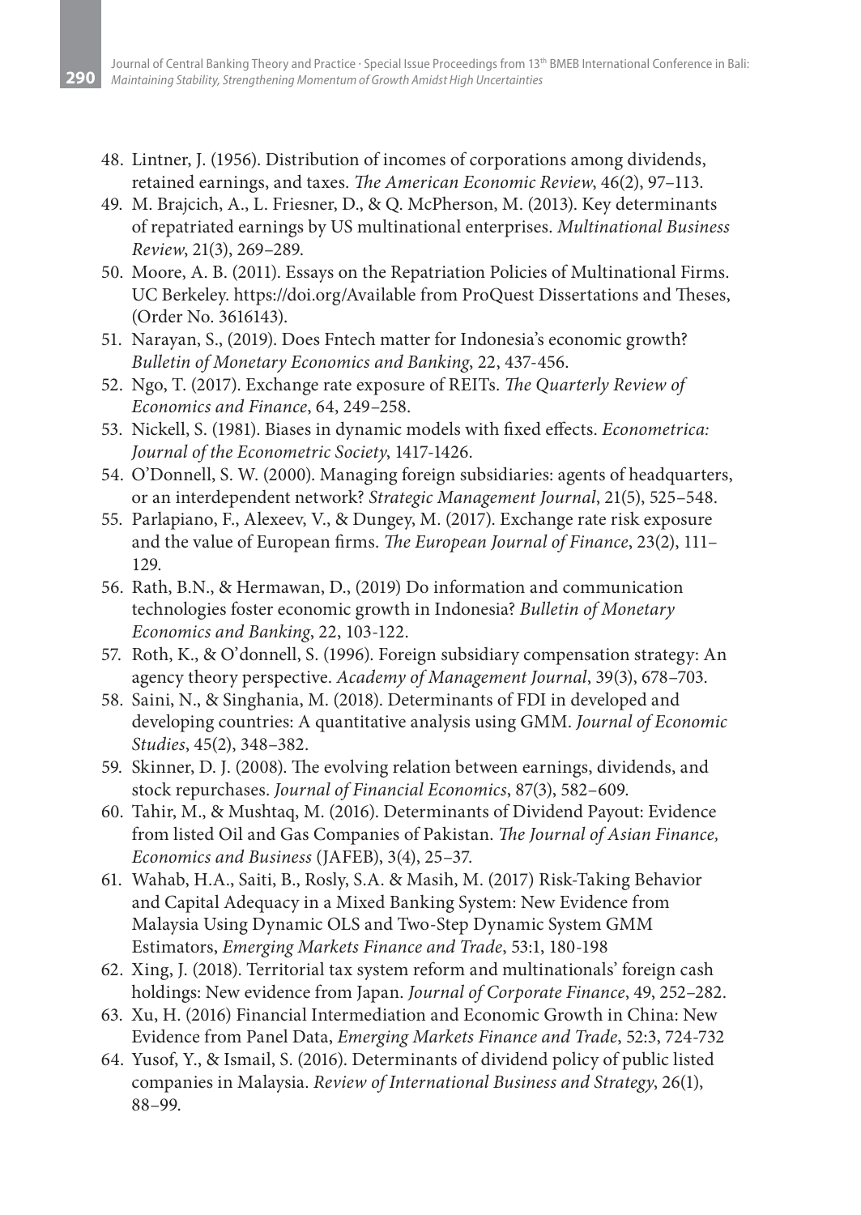48. Lintner, J. (1956). Distribution of incomes of corporations among dividends, retained earnings, and taxes. *The American Economic Review*, 46(2), 97–113.
49. M. Brajcich, A., L. Friesner, D., & Q. McPherson, M. (2013). Key determinants of repatriated earnings by US multinational enterprises. *Multinational Business Review*, 21(3), 269–289.
50. Moore, A. B. (2011). Essays on the Repatriation Policies of Multinational Firms. UC Berkeley. https://doi.org/Available from ProQuest Dissertations and Theses, (Order No. 3616143).
51. Narayan, S., (2019). Does Fntech matter for Indonesia's economic growth? *Bulletin of Monetary Economics and Banking*, 22, 437-456.
52. Ngo, T. (2017). Exchange rate exposure of REITs. *The Quarterly Review of Economics and Finance*, 64, 249–258.
53. Nickell, S. (1981). Biases in dynamic models with fixed effects. *Econometrica: Journal of the Econometric Society*, 1417-1426.
54. O'Donnell, S. W. (2000). Managing foreign subsidiaries: agents of headquarters, or an interdependent network? *Strategic Management Journal*, 21(5), 525–548.
55. Parlapiano, F., Alexeev, V., & Dungey, M. (2017). Exchange rate risk exposure and the value of European firms. *The European Journal of Finance*, 23(2), 111–129.
56. Rath, B.N., & Hermawan, D., (2019) Do information and communication technologies foster economic growth in Indonesia? *Bulletin of Monetary Economics and Banking*, 22, 103-122.
57. Roth, K., & O'donnell, S. (1996). Foreign subsidiary compensation strategy: An agency theory perspective. *Academy of Management Journal*, 39(3), 678–703.
58. Saini, N., & Singhania, M. (2018). Determinants of FDI in developed and developing countries: A quantitative analysis using GMM. *Journal of Economic Studies*, 45(2), 348–382.
59. Skinner, D. J. (2008). The evolving relation between earnings, dividends, and stock repurchases. *Journal of Financial Economics*, 87(3), 582–609.
60. Tahir, M., & Mushtaq, M. (2016). Determinants of Dividend Payout: Evidence from listed Oil and Gas Companies of Pakistan. *The Journal of Asian Finance, Economics and Business* (JAFEB), 3(4), 25–37.
61. Wahab, H.A., Saiti, B., Rosly, S.A. & Masih, M. (2017) Risk-Taking Behavior and Capital Adequacy in a Mixed Banking System: New Evidence from Malaysia Using Dynamic OLS and Two-Step Dynamic System GMM Estimators, *Emerging Markets Finance and Trade*, 53:1, 180-198
62. Xing, J. (2018). Territorial tax system reform and multinationals' foreign cash holdings: New evidence from Japan. *Journal of Corporate Finance*, 49, 252–282.
63. Xu, H. (2016) Financial Intermediation and Economic Growth in China: New Evidence from Panel Data, *Emerging Markets Finance and Trade*, 52:3, 724-732
64. Yusof, Y., & Ismail, S. (2016). Determinants of dividend policy of public listed companies in Malaysia. *Review of International Business and Strategy*, 26(1), 88–99.